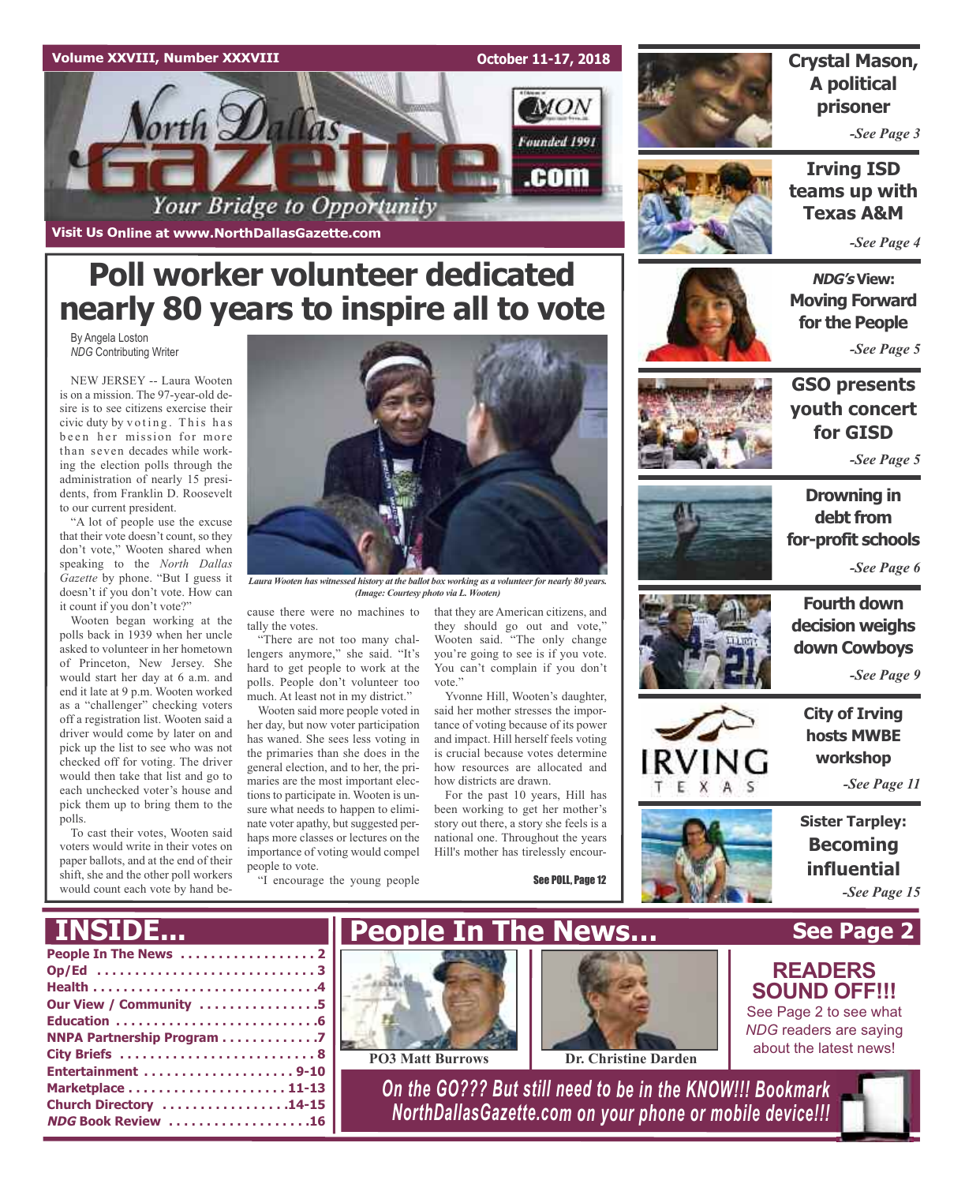Volume XXVIII, Number XXXVIII

October 11-17, 2018

# North Dallas Gazette

Your Bridge to Opportunity

Founded 1991

.com

Visit Us Online at www.NorthDallasGazette.com

# Poll worker volunteer dedicated nearly 80 years to inspire all to vote

By Angela Loston
*NDG* Contributing Writer

NEW JERSEY -- Laura Wooten is on a mission. The 97-year-old desire is to see citizens exercise their civic duty by voting. This has been her mission for more than seven decades while working the election polls through the administration of nearly 15 presidents, from Franklin D. Roosevelt to our current president.

"A lot of people use the excuse that their vote doesn't count, so they don't vote," Wooten shared when speaking to the *North Dallas Gazette* by phone. "But I guess it doesn't if you don't vote. How can it count if you don't vote?"

Wooten began working at the polls back in 1939 when her uncle asked to volunteer in her hometown of Princeton, New Jersey. She would start her day at 6 a.m. and end it late at 9 p.m. Wooten worked as a "challenger" checking voters off a registration list. Wooten said a driver would come by later on and pick up the list to see who was not checked off for voting. The driver would then take that list and go to each unchecked voter's house and pick them up to bring them to the polls.

To cast their votes, Wooten said voters would write in their votes on paper ballots, and at the end of their shift, she and the other poll workers would count each vote by hand because there were no machines to tally the votes.

*Laura Wooten has witnessed history at the ballot box working as a volunteer for nearly 80 years. (Image: Courtesy photo via L. Wooten)*

"There are not too many challengers anymore," she said. "It's hard to get people to work at the polls. People don't volunteer too much. At least not in my district."

Wooten said more people voted in her day, but now voter participation has waned. She sees less voting in the primaries than she does in the general election, and to her, the primaries are the most important elections to participate in. Wooten is unsure what needs to happen to eliminate voter apathy, but suggested perhaps more classes or lectures on the importance of voting would compel people to vote.

"I encourage the young people that they are American citizens, and they should go out and vote," Wooten said. "The only change you're going to see is if you vote. You can't complain if you don't vote."

Yvonne Hill, Wooten's daughter, said her mother stresses the importance of voting because of its power and impact. Hill herself feels voting is crucial because votes determine how resources are allocated and how districts are drawn.

For the past 10 years, Hill has been working to get her mother's story out there, a story she feels is a national one. Throughout the years Hill's mother has tirelessly encour-

See POLL, Page 12

---

**Crystal Mason, A political prisoner** -*See Page 3*

**Irving ISD teams up with Texas A&M** -*See Page 4*

***NDG's* View: Moving Forward for the People** -*See Page 5*

**GSO presents youth concert for GISD** -*See Page 5*

**Drowning in debt from for-profit schools** -*See Page 6*

**Fourth down decision weighs down Cowboys** -*See Page 9*

**City of Irving hosts MWBE workshop** -*See Page 11*

**Sister Tarpley: Becoming influential** -*See Page 15*

---

## INSIDE...

- People In The News . . . . . 2
- Op/Ed . . . . . 3
- Health . . . . . 4
- Our View / Community . . . . . 5
- Education . . . . . 6
- NNPA Partnership Program . . . . . 7
- City Briefs . . . . . 8
- Entertainment . . . . . 9-10
- Marketplace . . . . . 11-13
- Church Directory . . . . . 14-15
- *NDG* Book Review . . . . . 16

## People In The News... See Page 2

PO3 Matt Burrows

Dr. Christine Darden

**READERS SOUND OFF!!!**

See Page 2 to see what *NDG* readers are saying about the latest news!

*On the GO??? But still need to be in the KNOW!!! Bookmark NorthDallasGazette.com on your phone or mobile device!!!*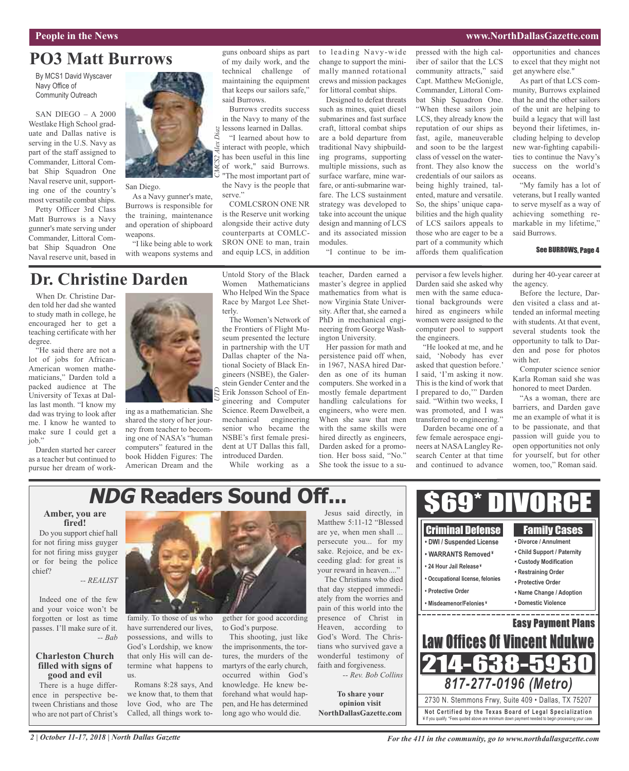## PO3 Matt Burrows

By MCS1 David Wyscaver
Navy Office of
Community Outreach

SAN DIEGO – A 2000 Westlake High School graduate and Dallas native is serving in the U.S. Navy as part of the staff assigned to Commander, Littoral Combat Ship Squadron One Naval reserve unit, supporting one of the country's most versatile combat ships.

Petty Officer 3rd Class Matt Burrows is a Navy gunner's mate serving under Commander, Littoral Combat Ship Squadron One Naval reserve unit, based in San Diego.

*CMCS2 Alex Diaz*

As a Navy gunner's mate, Burrows is responsible for the training, maintenance and operation of shipboard weapons.

"I like being able to work with weapons systems and guns onboard ships as part of my daily work, and the technical challenge of maintaining the equipment that keeps our sailors safe," said Burrows.

Burrows credits success in the Navy to many of the lessons learned in Dallas.

"I learned about how to interact with people, which has been useful in this line of work," said Burrows. "The most important part of the Navy is the people that serve."

COMLCSRON ONE NR is the Reserve unit working alongside their active duty counterparts at COMLCSRON ONE to man, train and equip LCS, in addition to leading Navy-wide change to support the minimally manned rotational crews and mission packages for littoral combat ships.

Designed to defeat threats such as mines, quiet diesel submarines and fast surface craft, littoral combat ships are a bold departure from traditional Navy shipbuilding programs, supporting multiple missions, such as surface warfare, mine warfare, or anti-submarine warfare. The LCS sustainment strategy was developed to take into account the unique design and manning of LCS and its associated mission modules.

"I continue to be impressed with the high caliber of sailor that the LCS community attracts," said Capt. Matthew McGonigle, Commander, Littoral Combat Ship Squadron One. "When these sailors join LCS, they already know the reputation of our ships as fast, agile, maneuverable and soon to be the largest class of vessel on the waterfront. They also know the credentials of our sailors as being highly trained, talented, mature and versatile. So, the ships' unique capabilities and the high quality of LCS sailors appeals to those who are eager to be a part of a community which affords them qualification opportunities and chances to excel that they might not get anywhere else."

As part of that LCS community, Burrows explained that he and the other sailors of the unit are helping to build a legacy that will last beyond their lifetimes, including helping to develop new war-fighting capabilities to continue the Navy's success on the world's oceans.

"My family has a lot of veterans, but I really wanted to serve myself as a way of achieving something remarkable in my lifetime," said Burrows.

**See BURROWS, Page 4**

## Dr. Christine Darden

When Dr. Christine Darden told her dad she wanted to study math in college, he encouraged her to get a teaching certificate with her degree.

"He said there are not a lot of jobs for African-American women mathematicians," Darden told a packed audience at The University of Texas at Dallas last month. "I know my dad was trying to look after me. I know he wanted to make sure I could get a job."

Darden started her career as a teacher but continued to pursue her dream of working as a mathematician. She shared the story of her journey from teacher to becoming one of NASA's "human computers" featured in the book Hidden Figures: The American Dream and the Untold Story of the Black Women Mathematicians Who Helped Win the Space Race by Margot Lee Shetterly.

*UTD*

The Women's Network of the Frontiers of Flight Museum presented the lecture in partnership with the UT Dallas chapter of the National Society of Black Engineers (NSBE), the Galerstein Gender Center and the Erik Jonsson School of Engineering and Computer Science. Reem Dawelbeit, a mechanical engineering senior who became the NSBE's first female president at UT Dallas this fall, introduced Darden.

While working as a teacher, Darden earned a master's degree in applied mathematics from what is now Virginia State University. After that, she earned a PhD in mechanical engineering from George Washington University.

Her passion for math and persistence paid off when, in 1967, NASA hired Darden as one of its human computers. She worked in a mostly female department handling calculations for engineers, who were men. When she saw that men with the same skills were hired directly as engineers, Darden asked for a promotion. Her boss said, "No." She took the issue to a supervisor a few levels higher. Darden said she asked why men with the same educational backgrounds were hired as engineers while women were assigned to the computer pool to support the engineers.

"He looked at me, and he said, 'Nobody has ever asked that question before.' I said, 'I'm asking it now. This is the kind of work that I prepared to do,'" Darden said. "Within two weeks, I was promoted, and I was transferred to engineering."

Darden became one of a few female aerospace engineers at NASA Langley Research Center at that time and continued to advance during her 40-year career at the agency.

Before the lecture, Darden visited a class and attended an informal meeting with students. At that event, several students took the opportunity to talk to Darden and pose for photos with her.

Computer science senior Karla Roman said she was honored to meet Darden.

"As a woman, there are barriers, and Darden gave me an example of what it is to be passionate, and that passion will guide you to open opportunities not only for yourself, but for other women, too," Roman said.

## *NDG* Readers Sound Off...

### Amber, you are fired!

Do you support chief hall for not firing miss guyger for not firing miss guyger or for being the police chief?

*-- REALIST*

Indeed one of the few and your voice won't be forgotten or lost as time passes. I'll make sure of it.

*-- Bab*

### Charleston Church filled with signs of good and evil

There is a huge difference in perspective between Christians and those who are not part of Christ's family. To those of us who have surrendered our lives, possessions, and wills to God's Lordship, we know that only His will can determine what happens to us.

Romans 8:28 says, And we know that, to them that love God, who are The Called, all things work together for good according to God's purpose.

This shooting, just like the imprisonments, the tortures, the murders of the martyrs of the early church, occurred within God's knowledge. He knew beforehand what would happen, and He has determined long ago who would die.

Jesus said directly, in Matthew 5:11-12 "Blessed are ye, when men shall ... persecute you... for my sake. Rejoice, and be exceeding glad: for great is your reward in heaven...."

The Christians who died that day stepped immediately from the worries and pain of this world into the presence of Christ in Heaven, according to God's Word. The Christians who survived gave a wonderful testimony of faith and forgiveness.

*-- Rev. Bob Collins*

**To share your opinion visit NorthDallasGazette.com**

---

# $69* DIVORCE

**Criminal Defense**
- DWI / Suspended License
- WARRANTS Removed¥
- 24 Hour Jail Release¥
- Occupational license, felonies
- Protective Order
- Misdeamenor/Felonies¥

**Family Cases**
- Divorce / Annulment
- Child Support / Paternity
- Custody Modification
- Restraining Order
- Protective Order
- Name Change / Adoption
- Domestic Violence

**Easy Payment Plans**

**Law Offices Of Vincent Ndukwe**

**214-638-5930**

***817-277-0196 (Metro)***

2730 N. Stemmons Frwy, Suite 409 • Dallas, TX 75207

**Not Certified by the Texas Board of Legal Specialization**

¥ If you qualify. *Fees quoted above are minimum down payment needed to begin processing your case.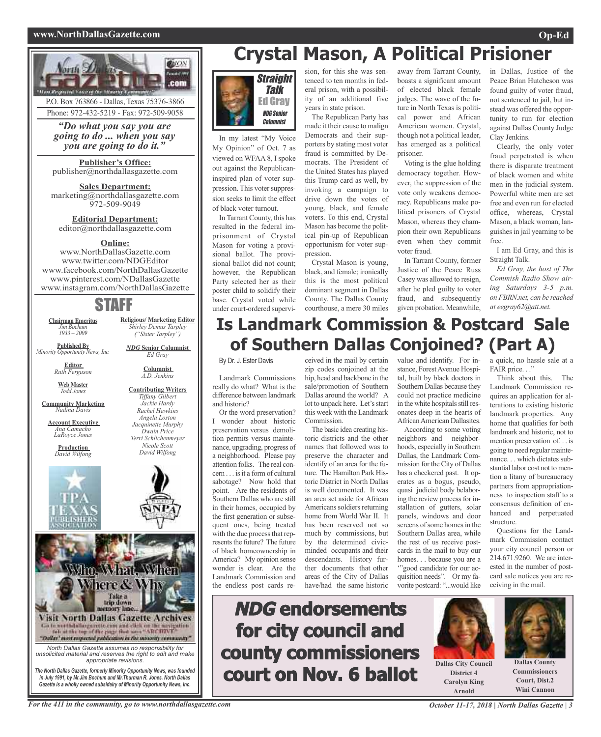P.O. Box 763866 - Dallas, Texas 75376-3866

Phone: 972-432-5219 - Fax: 972-509-9058

*"Do what you say you are going to do ... when you say you are going to do it."*

**Publisher's Office:**
publisher@northdallasgazette.com

**Sales Department:**
marketing@northdallasgazette.com
972-509-9049

**Editorial Department:**
editor@northdallasgazette.com

**Online:**
www.NorthDallasGazette.com
www.twitter.com/NDGEditor
www.facebook.com/NorthDallasGazette
www.pinterest.com/NDallasGazette
www.instagram.com/NorthDallasGazette

## STAFF

**Chairman Emeritus**
*Jim Bochum*
*1933 – 2009*

**Published By**
*Minority Opportunity News, Inc.*

**Editor**
*Ruth Ferguson*

**Web Master**
*Todd Jones*

**Community Marketing**
*Nadina Davis*

**Account Executive**
*Ana Camacho*
*LaRoyce Jones*

**Production**
*David Wilfong*

**Religious/ Marketing Editor**
*Shirley Demus Tarpley*
*("Sister Tarpley")*

***NDG* Senior Columnist**
*Ed Gray*

**Columnist**
*A.D. Jenkins*

**Contributing Writers**
*Tiffany Gilbert*
*Jackie Hardy*
*Rachel Hawkins*
*Angela Loston*
*Jacquinette Murphy*
*Dwain Price*
*Terri Schlichenmeyer*
*Nicole Scott*
*David Wilfong*

Who, What, When Where & Why

Take a trip down memory lane...

Visit North Dallas Gazette Archives

Go to northdallasgazette.com and click on the navigation tab at the top of the page that says "ARCHIVE"

*"Dallas' most respected publication in the minority community"*

*North Dallas Gazette assumes no responsibility for unsolicited material and reserves the right to edit and make appropriate revisions.*

***The North Dallas Gazette, formerly Minority Opportunity News, was founded in July 1991, by Mr.Jim Bochum and Mr.Thurman R. Jones. North Dallas Gazette is a wholly owned subsidairy of Minority Opportunity News, Inc.***

# Crystal Mason, A Political Prisioner

**Straight Talk**
**Ed Gray**
*NDG Senior Columnist*

In my latest "My Voice My Opinion" of Oct. 7 as viewed on WFAA 8, I spoke out against the Republican-inspired plan of voter suppression. This voter suppression seeks to limit the effect of black voter turnout.

In Tarrant County, this has resulted in the federal imprisonment of Crystal Mason for voting a provisional ballot. The provisional ballot did not count; however, the Republican Party selected her as their poster child to solidify their base. Crystal voted while under court-ordered supervision, for this she was sentenced to ten months in federal prison, with a possibility of an additional five years in state prison.

The Republican Party has made it their cause to malign Democrats and their supporters by stating most voter fraud is committed by Democrats. The President of the United States has played this Trump card as well, by invoking a campaign to drive down the votes of young, black, and female voters. To this end, Crystal Mason has become the political pin-up of Republican opportunism for voter suppression.

Crystal Mason is young, black, and female; ironically this is the most political dominant segment in Dallas County. The Dallas County courthouse, a mere 30 miles away from Tarrant County, boasts a significant amount of elected black female judges. The wave of the future in North Texas is political power and African American women. Crystal, though not a political leader, has emerged as a political prisoner.

Voting is the glue holding democracy together. However, the suppression of the vote only weakens democracy. Republicans make political prisoners of Crystal Mason, whereas they champion their own Republicans even when they commit voter fraud.

In Tarrant County, former Justice of the Peace Russ Casey was allowed to resign, after he pled guilty to voter fraud, and subsequently given probation. Meanwhile, in Dallas, Justice of the Peace Brian Hutcheson was found guilty of voter fraud, not sentenced to jail, but instead was offered the opportunity to run for election against Dallas County Judge Clay Jenkins.

Clearly, the only voter fraud perpetrated is when there is disparate treatment of black women and white men in the judicial system. Powerful white men are set free and even run for elected office, whereas, Crystal Mason, a black woman, languishes in jail yearning to be free.

I am Ed Gray, and this is Straight Talk.

*Ed Gray, the host of The Commish Radio Show airing Saturdays 3-5 p.m. on FBRN.net, can be reached at eegray62@att.net.*

# Is Landmark Commission & Postcard Sale of Southern Dallas Conjoined? (Part A)

By Dr. J. Ester Davis

Landmark Commissions really do what? What is the difference between landmark and historic?

Or the word preservation? I wonder about historic preservation versus demolition permits versus maintenance, upgrading, progress of a neighborhood. Please pay attention folks. The real concern . . . is it a form of cultural sabotage? Now hold that point. Are the residents of Southern Dallas who are still in their homes, occupied by the first generation or subsequent ones, being treated with the due process that represents the future? The future of black homeownership in America? My opinion sense wonder is clear. Are the Landmark Commission and the endless post cards received in the mail by certain zip codes conjoined at the hip, head and backbone in the sale/promotion of Southern Dallas around the world? A lot to unpack here. Let's start this week with the Landmark Commission.

The basic idea creating historic districts and the other names that followed was to preserve the character and identify of an area for the future. The Hamilton Park Historic District in North Dallas is well documented. It was an area set aside for African Americans soldiers returning home from World War II. It has been reserved not so much by commissions, but by the determined civic-minded occupants and their descendants. History further documents that other areas of the City of Dallas have/had the same historic value and identify. For instance, Forest Avenue Hospital, built by black doctors in Southern Dallas because they could not practice medicine in the white hospitals still resonates deep in the hearts of African American Dallasites.

According to some voting neighbors and neighborhoods, especially in Southern Dallas, the Landmark Commission for the City of Dallas has a checkered past. It operates as a bogus, pseudo, quasi judicial body belaboring the review process for installation of gutters, solar panels, windows and door screens of some homes in the Southern Dallas area, while the rest of us receive postcards in the mail to buy our homes. . . because you are a '"good candidate for our acquisition needs". Or my favorite postcard: "...would like a quick, no hassle sale at a FAIR price. . ."

Think about this. The Landmark Commission requires an application for alterations to existing historic landmark properties. Any home that qualifies for both landmark and historic, not to mention preservation of. . . is going to need regular maintenance. . . which dictates substantial labor cost not to mention a litany of bureaucracy partners from appropriationness to inspection staff to a consensus definition of enhanced and perpetuated structure.

Questions for the Landmark Commission contact your city council person or 214.671.9260. We are interested in the number of postcard sale notices you are receiving in the mail.

# *NDG* endorsements for city council and county commissioners court on Nov. 6 ballot

**Dallas City Council District 4**
**Carolyn King Arnold**

**Dallas County Commissioners Court, Dist.2**
**Wini Cannon**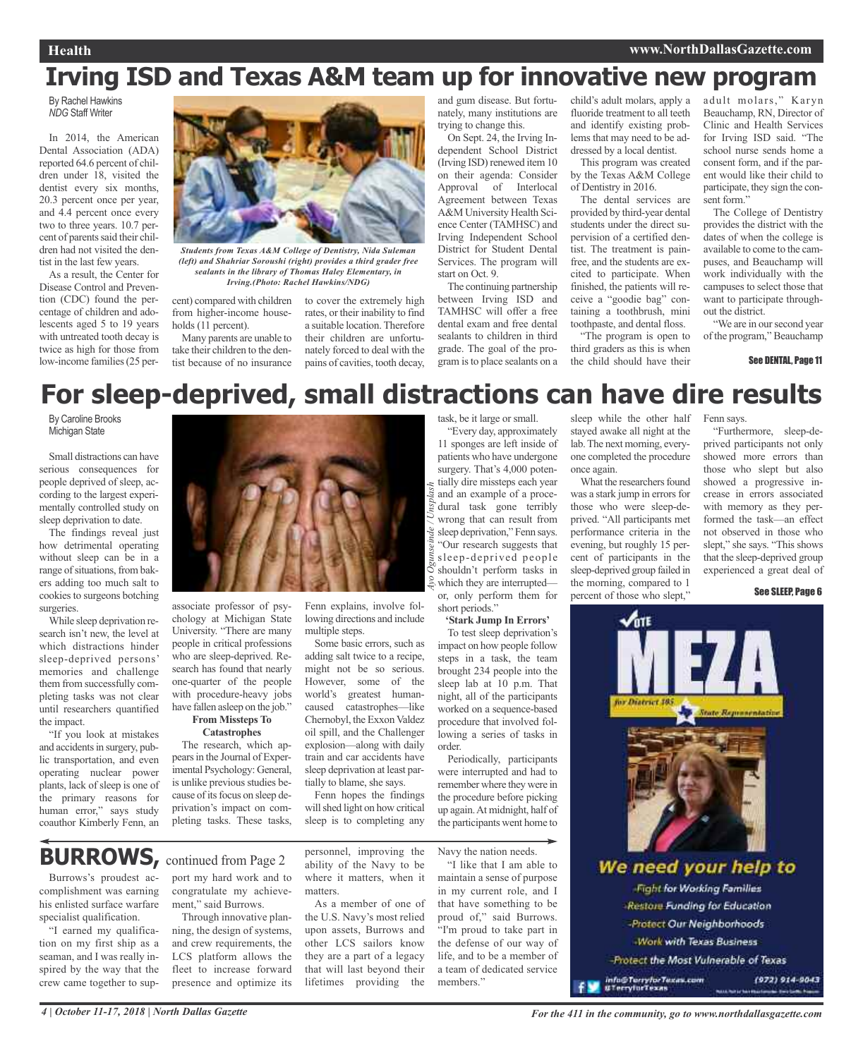# Irving ISD and Texas A&M team up for innovative new program

By Rachel Hawkins
*NDG* Staff Writer

In 2014, the American Dental Association (ADA) reported 64.6 percent of children under 18, visited the dentist every six months, 20.3 percent once per year, and 4.4 percent once every two to three years. 10.7 percent of parents said their children had not visited the dentist in the last few years.

As a result, the Center for Disease Control and Prevention (CDC) found the percentage of children and adolescents aged 5 to 19 years with untreated tooth decay is twice as high for those from low-income families (25 percent) compared with children from higher-income households (11 percent).

*Students from Texas A&M College of Dentistry, Nida Suleman (left) and Shahriar Soroushi (right) provides a third grader free sealants in the library of Thomas Haley Elementary, in Irving.(Photo: Rachel Hawkins/NDG)*

Many parents are unable to take their children to the dentist because of no insurance to cover the extremely high rates, or their inability to find a suitable location. Therefore their children are unfortunately forced to deal with the pains of cavities, tooth decay, and gum disease. But fortunately, many institutions are trying to change this.

On Sept. 24, the Irving Independent School District (Irving ISD) renewed item 10 on their agenda: Consider Approval of Interlocal Agreement between Texas A&M University Health Science Center (TAMHSC) and Irving Independent School District for Student Dental Services. The program will start on Oct. 9.

The continuing partnership between Irving ISD and TAMHSC will offer a free dental exam and free dental sealants to children in third grade. The goal of the program is to place sealants on a child's adult molars, apply a fluoride treatment to all teeth and identify existing problems that may need to be addressed by a local dentist.

This program was created by the Texas A&M College of Dentistry in 2016.

The dental services are provided by third-year dental students under the direct supervision of a certified dentist. The treatment is painfree, and the students are excited to participate. When finished, the patients will receive a "goodie bag" containing a toothbrush, mini toothpaste, and dental floss.

"The program is open to third graders as this is when the child should have their adult molars," Karyn Beauchamp, RN, Director of Clinic and Health Services for Irving ISD said. "The school nurse sends home a consent form, and if the parent would like their child to participate, they sign the consent form."

The College of Dentistry provides the district with the dates of when the college is available to come to the campuses, and Beauchamp will work individually with the campuses to select those that want to participate throughout the district.

"We are in our second year of the program," Beauchamp

**See DENTAL, Page 11**

# For sleep-deprived, small distractions can have dire results

By Caroline Brooks
Michigan State

Small distractions can have serious consequences for people deprived of sleep, according to the largest experimentally controlled study on sleep deprivation to date.

The findings reveal just how detrimental operating without sleep can be in a range of situations, from bakers adding too much salt to cookies to surgeons botching surgeries.

While sleep deprivation research isn't new, the level at which distractions hinder sleep-deprived persons' memories and challenge them from successfully completing tasks was not clear until researchers quantified the impact.

"If you look at mistakes and accidents in surgery, public transportation, and even operating nuclear power plants, lack of sleep is one of the primary reasons for human error," says study coauthor Kimberly Fenn, an associate professor of psychology at Michigan State University. "There are many people in critical professions who are sleep-deprived. Research has found that nearly one-quarter of the people with procedure-heavy jobs have fallen asleep on the job."

*Ayo Ogunseinde/Unsplash*

### From Missteps To Catastrophes

The research, which appears in the Journal of Experimental Psychology: General, is unlike previous studies because of its focus on sleep deprivation's impact on completing tasks. These tasks, Fenn explains, involve following directions and include multiple steps.

Some basic errors, such as adding salt twice to a recipe, might not be so serious. However, some of the world's greatest human-caused catastrophes—like Chernobyl, the Exxon Valdez oil spill, and the Challenger explosion—along with daily train and car accidents have sleep deprivation at least partially to blame, she says.

Fenn hopes the findings will shed light on how critical sleep is to completing any task, be it large or small.

"Every day, approximately 11 sponges are left inside of patients who have undergone surgery. That's 4,000 potentially dire missteps each year and an example of a procedural task gone terribly wrong that can result from sleep deprivation," Fenn says. "Our research suggests that sleep-deprived people shouldn't perform tasks in which they are interrupted—or, only perform them for short periods."

### 'Stark Jump In Errors'

To test sleep deprivation's impact on how people follow steps in a task, the team brought 234 people into the sleep lab at 10 p.m. That night, all of the participants worked on a sequence-based procedure that involved following a series of tasks in order.

Periodically, participants were interrupted and had to remember where they were in the procedure before picking up again. At midnight, half of the participants went home to sleep while the other half stayed awake all night at the lab. The next morning, everyone completed the procedure once again.

What the researchers found was a stark jump in errors for those who were sleep-deprived. "All participants met performance criteria in the evening, but roughly 15 percent of participants in the sleep-deprived group failed in the morning, compared to 1 percent of those who slept," Fenn says.

"Furthermore, sleep-deprived participants not only showed more errors than those who slept but also showed a progressive increase in errors associated with memory as they performed the task—an effect not observed in those who slept," she says. "This shows that the sleep-deprived group experienced a great deal of

**See SLEEP, Page 6**

# BURROWS, continued from Page 2

Burrows's proudest accomplishment was earning his enlisted surface warfare specialist qualification.

"I earned my qualification on my first ship as a seaman, and I was really inspired by the way that the crew came together to support my hard work and to congratulate my achievement," said Burrows.

Through innovative planning, the design of systems, and crew requirements, the LCS platform allows the fleet to increase forward presence and optimize its personnel, improving the ability of the Navy to be where it matters, when it matters.

As a member of one of the U.S. Navy's most relied upon assets, Burrows and other LCS sailors know they are a part of a legacy that will last beyond their lifetimes providing the Navy the nation needs.

"I like that I am able to maintain a sense of purpose in my current role, and I that have something to be proud of," said Burrows. "I'm proud to take part in the defense of our way of life, and to be a member of a team of dedicated service members."

---

**VOTE MEZA**
for District 105 State Representative

**We need your help to**

- Fight for Working Families
- Restore Funding for Education
- Protect Our Neighborhoods
- Work with Texas Business
- Protect the Most Vulnerable of Texas

info@TerryforTexas.com (972) 914-9043
@TerryforTexas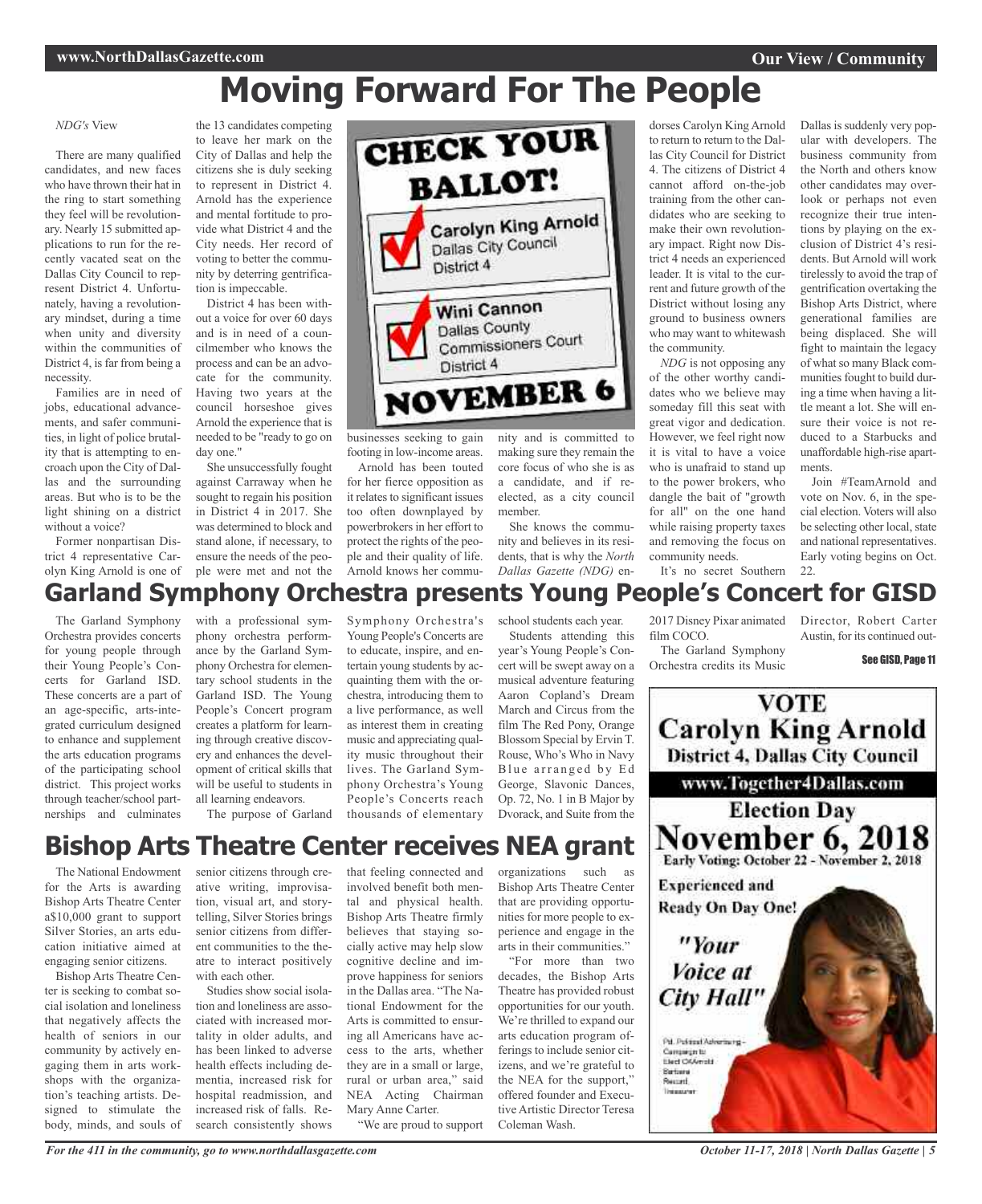# Moving Forward For The People

*NDG's* View

There are many qualified candidates, and new faces who have thrown their hat in the ring to start something they feel will be revolutionary. Nearly 15 submitted applications to run for the recently vacated seat on the Dallas City Council to represent District 4. Unfortunately, having a revolutionary mindset, during a time when unity and diversity within the communities of District 4, is far from being a necessity.

Families are in need of jobs, educational advancements, and safer communities, in light of police brutality that is attempting to encroach upon the City of Dallas and the surrounding areas. But who is to be the light shining on a district without a voice?

Former nonpartisan District 4 representative Carolyn King Arnold is one of the 13 candidates competing to leave her mark on the City of Dallas and help the citizens she is duly seeking to represent in District 4. Arnold has the experience and mental fortitude to provide what District 4 and the City needs. Her record of voting to better the community by deterring gentrification is impeccable.

District 4 has been without a voice for over 60 days and is in need of a councilmember who knows the process and can be an advocate for the community. Having two years at the council horseshoe gives Arnold the experience that is needed to be "ready to go on day one."

She unsuccessfully fought against Carraway when he sought to regain his position in District 4 in 2017. She was determined to block and stand alone, if necessary, to ensure the needs of the people were met and not the businesses seeking to gain footing in low-income areas.

Arnold has been touted for her fierce opposition as it relates to significant issues too often downplayed by powerbrokers in her effort to protect the rights of the people and their quality of life. Arnold knows her community and is committed to making sure they remain the core focus of who she is as a candidate, and if re-elected, as a city council member.

She knows the community and believes in its residents, that is why the *North Dallas Gazette (NDG)* endorses Carolyn King Arnold to return to return to the Dallas City Council for District 4. The citizens of District 4 cannot afford on-the-job training from the other candidates who are seeking to make their own revolutionary impact. Right now District 4 needs an experienced leader. It is vital to the current and future growth of the District without losing any ground to business owners who may want to whitewash the community.

*NDG* is not opposing any of the other worthy candidates who we believe may someday fill this seat with great vigor and dedication. However, we feel right now it is vital to have a voice who is unafraid to stand up to the power brokers, who dangle the bait of "growth for all" on the one hand while raising property taxes and removing the focus on community needs.

It's no secret Southern Dallas is suddenly very popular with developers. The business community from the North and others know other candidates may overlook or perhaps not even recognize their true intentions by playing on the exclusion of District 4's residents. But Arnold will work tirelessly to avoid the trap of gentrification overtaking the Bishop Arts District, where generational families are being displaced. She will fight to maintain the legacy of what so many Black communities fought to build during a time when having a little meant a lot. She will ensure their voice is not reduced to a Starbucks and unaffordable high-rise apartments.

Join #TeamArnold and vote on Nov. 6, in the special election. Voters will also be selecting other local, state and national representatives. Early voting begins on Oct. 22.

CHECK YOUR BALLOT!

Carolyn King Arnold
Dallas City Council
District 4

Wini Cannon
Dallas County
Commissioners Court
District 4

NOVEMBER 6

# Garland Symphony Orchestra presents Young People's Concert for GISD

The Garland Symphony Orchestra provides concerts for young people through their Young People's Concerts for Garland ISD. These concerts are a part of an age-specific, arts-integrated curriculum designed to enhance and supplement the arts education programs of the participating school district. This project works through teacher/school partnerships and culminates with a professional symphony orchestra performance by the Garland Symphony Orchestra for elementary school students in the Garland ISD. The Young People's Concert program creates a platform for learning through creative discovery and enhances the development of critical skills that will be useful to students in all learning endeavors.

The purpose of Garland Symphony Orchestra's Young People's Concerts are to educate, inspire, and entertain young students by acquainting them with the orchestra, introducing them to a live performance, as well as interest them in creating music and appreciating quality music throughout their lives. The Garland Symphony Orchestra's Young People's Concerts reach thousands of elementary school students each year.

Students attending this year's Young People's Concert will be swept away on a musical adventure featuring Aaron Copland's Dream March and Circus from the film The Red Pony, Orange Blossom Special by Ervin T. Rouse, Who's Who in Navy Blue arranged by Ed George, Slavonic Dances, Op. 72, No. 1 in B Major by Dvorack, and Suite from the 2017 Disney Pixar animated film COCO.

The Garland Symphony Orchestra credits its Music Director, Robert Carter Austin, for its continued out-

See GISD, Page 11

# Bishop Arts Theatre Center receives NEA grant

The National Endowment for the Arts is awarding Bishop Arts Theatre Center a$10,000 grant to support Silver Stories, an arts education initiative aimed at engaging senior citizens.

Bishop Arts Theatre Center is seeking to combat social isolation and loneliness that negatively affects the health of seniors in our community by actively engaging them in arts workshops with the organization's teaching artists. Designed to stimulate the body, minds, and souls of senior citizens through creative writing, improvisation, visual art, and storytelling, Silver Stories brings senior citizens from different communities to the theatre to interact positively with each other.

Studies show social isolation and loneliness are associated with increased mortality in older adults, and has been linked to adverse health effects including dementia, increased risk for hospital readmission, and increased risk of falls. Research consistently shows that feeling connected and involved benefit both mental and physical health. Bishop Arts Theatre firmly believes that staying socially active may help slow cognitive decline and improve happiness for seniors in the Dallas area. "The National Endowment for the Arts is committed to ensuring all Americans have access to the arts, whether they are in a small or large, rural or urban area," said NEA Acting Chairman Mary Anne Carter.

"We are proud to support organizations such as Bishop Arts Theatre Center that are providing opportunities for more people to experience and engage in the arts in their communities."

"For more than two decades, the Bishop Arts Theatre has provided robust opportunities for our youth. We're thrilled to expand our arts education program offerings to include senior citizens, and we're grateful to the NEA for the support," offered founder and Executive Artistic Director Teresa Coleman Wash.

**VOTE**
**Carolyn King Arnold**
**District 4, Dallas City Council**

www.Together4Dallas.com

**Election Day**
**November 6, 2018**
Early Voting: October 22 - November 2, 2018

**Experienced and Ready On Day One!**

*"Your Voice at City Hall"*

Pd. Political Advertising - Campaign to Elect CKArnold Barbara Record, Treasurer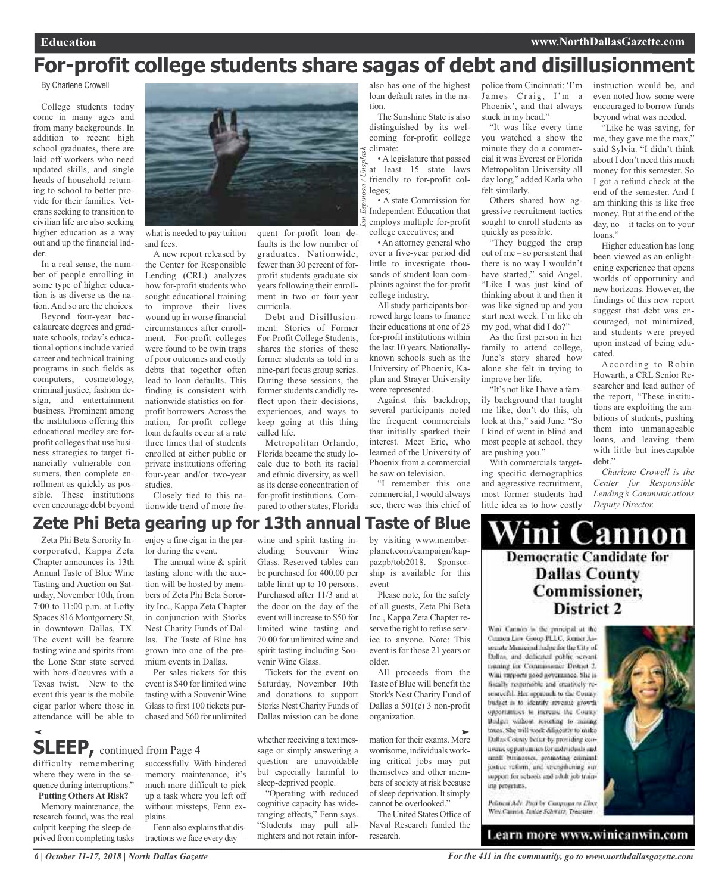# For-profit college students share sagas of debt and disillusionment

By Charlene Crowell

College students today come in many ages and from many backgrounds. In addition to recent high school graduates, there are laid off workers who need updated skills, and single heads of household returning to school to better provide for their families. Veterans seeking to transition to civilian life are also seeking higher education as a way out and up the financial ladder.

In a real sense, the number of people enrolling in some type of higher education is as diverse as the nation. And so are the choices.

Beyond four-year baccalaureate degrees and graduate schools, today's educational options include varied career and technical training programs in such fields as computers, cosmetology, criminal justice, fashion design, and entertainment business. Prominent among the institutions offering this educational medley are for-profit colleges that use business strategies to target financially vulnerable consumers, then complete enrollment as quickly as possible. These institutions even encourage debt beyond what is needed to pay tuition and fees.

Ian Espinosa / Unsplash

A new report released by the Center for Responsible Lending (CRL) analyzes how for-profit students who sought educational training to improve their lives wound up in worse financial circumstances after enrollment. For-profit colleges were found to be twin traps of poor outcomes and costly debts that together often lead to loan defaults. This finding is consistent with nationwide statistics on for-profit borrowers. Across the nation, for-profit college loan defaults occur at a rate three times that of students enrolled at either public or private institutions offering four-year and/or two-year studies.

Closely tied to this nationwide trend of more frequent for-profit loan defaults is the low number of graduates. Nationwide, fewer than 30 percent of for-profit students graduate six years following their enrollment in two or four-year curricula.

Debt and Disillusionment: Stories of Former For-Profit College Students, shares the stories of these former students as told in a nine-part focus group series. During these sessions, the former students candidly reflect upon their decisions, experiences, and ways to keep going at this thing called life.

Metropolitan Orlando, Florida became the study locale due to both its racial and ethnic diversity, as well as its dense concentration of for-profit institutions. Compared to other states, Florida also has one of the highest loan default rates in the nation.

The Sunshine State is also distinguished by its welcoming for-profit college climate:

- A legislature that passed at least 15 state laws friendly to for-profit colleges;
- A state Commission for Independent Education that employs multiple for-profit college executives; and
- An attorney general who over a five-year period did little to investigate thousands of student loan complaints against the for-profit college industry.

All study participants borrowed large loans to finance their educations at one of 25 for-profit institutions within the last 10 years. Nationally-known schools such as the University of Phoenix, Kaplan and Strayer University were represented.

Against this backdrop, several participants noted the frequent commercials that initially sparked their interest. Meet Eric, who learned of the University of Phoenix from a commercial he saw on television.

"I remember this one commercial, I would always see, there was this chief of police from Cincinnati: 'I'm James Craig, I'm a Phoenix', and that always stuck in my head."

"It was like every time you watched a show the minute they do a commercial it was Everest or Florida Metropolitan University all day long," added Karla who felt similarly.

Others shared how aggressive recruitment tactics sought to enroll students as quickly as possible.

"They bugged the crap out of me – so persistent that there is no way I wouldn't have started," said Angel. "Like I was just kind of thinking about it and then it was like signed up and you start next week. I'm like oh my god, what did I do?"

As the first person in her family to attend college, June's story shared how alone she felt in trying to improve her life.

"It's not like I have a family background that taught me like, don't do this, oh look at this," said June. "So I kind of went in blind and most people at school, they are pushing you."

With commercials targeting specific demographics and aggressive recruitment, most former students had little idea as to how costly instruction would be, and even noted how some were encouraged to borrow funds beyond what was needed.

"Like he was saying, for me, they gave me the max," said Sylvia. "I didn't think about I don't need this much money for this semester. So I got a refund check at the end of the semester. And I am thinking this is like free money. But at the end of the day, no – it tacks on to your loans."

Higher education has long been viewed as an enlightening experience that opens worlds of opportunity and new horizons. However, the findings of this new report suggest that debt was encouraged, not minimized, and students were preyed upon instead of being educated.

According to Robin Howarth, a CRL Senior Researcher and lead author of the report, "These institutions are exploiting the ambitions of students, pushing them into unmanageable loans, and leaving them with little but inescapable debt."

*Charlene Crowell is the Center for Responsible Lending's Communications Deputy Director.*

# Zete Phi Beta gearing up for 13th annual Taste of Blue

Zeta Phi Beta Sorority Incorporated, Kappa Zeta Chapter announces its 13th Annual Taste of Blue Wine Tasting and Auction on Saturday, November 10th, from 7:00 to 11:00 p.m. at Lofty Spaces 816 Montgomery St, in downtown Dallas, TX. The event will be feature tasting wine and spirits from the Lone Star state served with hors-d'oeuvres with a Texas twist. New to the event this year is the mobile cigar parlor where those in attendance will be able to enjoy a fine cigar in the parlor during the event.

The annual wine & spirit tasting alone with the auction will be hosted by members of Zeta Phi Beta Sorority Inc., Kappa Zeta Chapter in conjunction with Storks Nest Charity Funds of Dallas. The Taste of Blue has grown into one of the premium events in Dallas.

Per sales tickets for this event is $40 for limited wine tasting with a Souvenir Wine Glass to first 100 tickets purchased and $60 for unlimited wine and spirit tasting including Souvenir Wine Glass. Reserved tables can be purchased for 400.00 per table limit up to 10 persons. Purchased after 11/3 and at the door on the day of the event will increase to $50 for limited wine tasting and 70.00 for unlimited wine and spirit tasting including Souvenir Wine Glass.

Tickets for the event on Saturday, November 10th and donations to support Storks Nest Charity Funds of Dallas mission can be done by visiting www.memberplanet.com/campaign/kappazpb/tob2018. Sponsorship is available for this event

Please note, for the safety of all guests, Zeta Phi Beta Inc., Kappa Zeta Chapter reserve the right to refuse service to anyone. Note: This event is for those 21 years or older.

All proceeds from the Taste of Blue will benefit the Stork's Nest Charity Fund of Dallas a 501(c) 3 non-profit organization.

# SLEEP, continued from Page 4

difficulty remembering where they were in the sequence during interruptions."

**Putting Others At Risk?**

Memory maintenance, the research found, was the real culprit keeping the sleep-deprived from completing tasks successfully. With hindered memory maintenance, it's much more difficult to pick up a task where you left off without missteps, Fenn explains.

Fenn also explains that distractions we face every day—whether receiving a text message or simply answering a question—are unavoidable but especially harmful to sleep-deprived people.

"Operating with reduced cognitive capacity has wide-ranging effects," Fenn says. "Students may pull all-nighters and not retain information for their exams. More worrisome, individuals working critical jobs may put themselves and other members of society at risk because of sleep deprivation. It simply cannot be overlooked."

The United States Office of Naval Research funded the research.

# Wini Cannon

## Democratic Candidate for Dallas County Commissioner, District 2

Wini Cannon is the principal at the Cannon Law Group PLLC, former Associate Municipal Judge for the City of Dallas, and dedicated public servant running for Commissioner District 2. Wini supports good governance. She is fiscally responsible and creatively resourceful. Her approach to the County budget is to identify revenue growth opportunities to increase the County Budget without resorting to raising taxes. She will work diligently to make Dallas County better by providing economic opportunities for individuals and small businesses, promoting criminal justice reform, and strengthening our support for schools and adult job training programs.

Political Adv. Paid by Campaign to Elect Wini Cannon, Janice Schwarz, Treasurer

**Learn more www.winicanwin.com**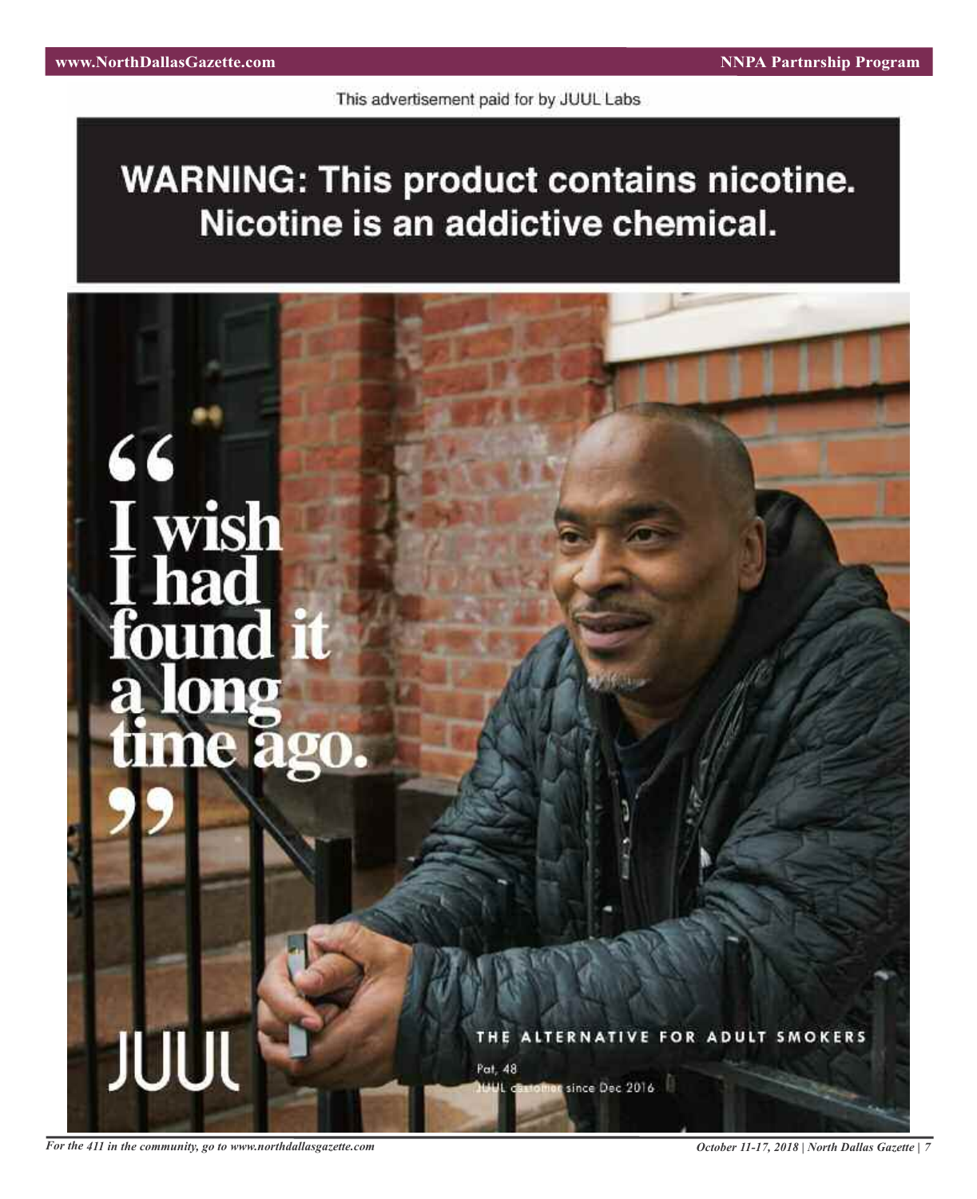This advertisement paid for by JUUL Labs

**WARNING: This product contains nicotine. Nicotine is an addictive chemical.**

# "I wish I had found it a long time ago."

JUUL

THE ALTERNATIVE FOR ADULT SMOKERS

Pat, 48
JUUL customer since Dec 2016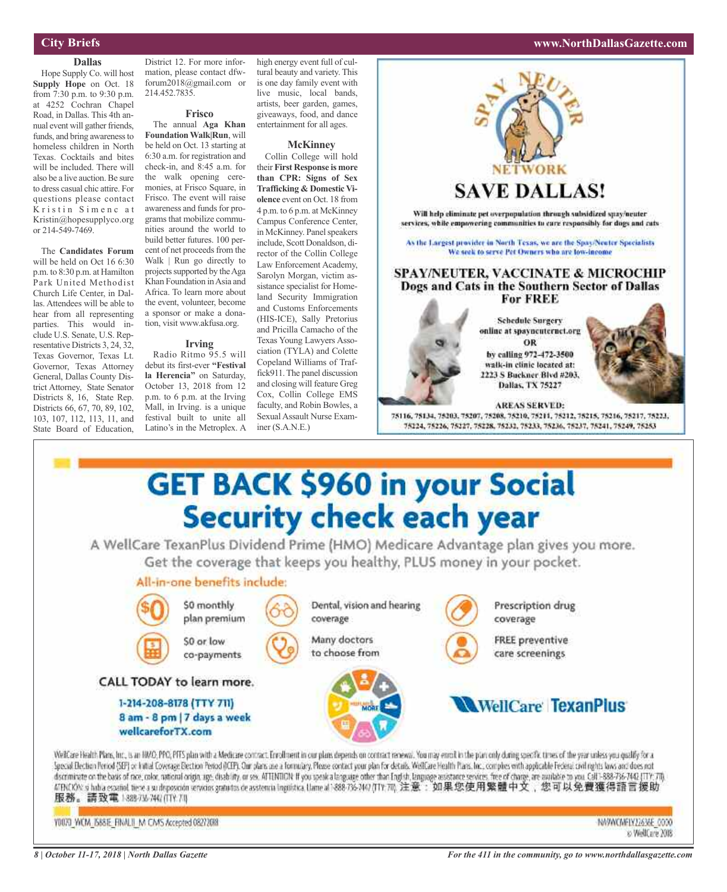## City Briefs

### Dallas

Hope Supply Co. will host **Supply Hope** on Oct. 18 from 7:30 p.m. to 9:30 p.m. at 4252 Cochran Chapel Road, in Dallas. This 4th annual event will gather friends, funds, and bring awareness to homeless children in North Texas. Cocktails and bites will be included. There will also be a live auction. Be sure to dress casual chic attire. For questions please contact Kristin Simenc at Kristin@hopesupplyco.org or 214-549-7469.

The **Candidates Forum** will be held on Oct 16 6:30 p.m. to 8:30 p.m. at Hamilton Park United Methodist Church Life Center, in Dallas. Attendees will be able to hear from all representing parties. This would include U.S. Senate, U.S. Representative Districts 3, 24, 32, Texas Governor, Texas Lt. Governor, Texas Attorney General, Dallas County District Attorney, State Senator Districts 8, 16, State Rep. Districts 66, 67, 70, 89, 102, 103, 107, 112, 113, 11, and State Board of Education, District 12. For more information, please contact dfwforum2018@gmail.com or 214.452.7835.

### Frisco

The annual **Aga Khan Foundation Walk|Run**, will be held on Oct. 13 starting at 6:30 a.m. for registration and check-in, and 8:45 a.m. for the walk opening ceremonies, at Frisco Square, in Frisco. The event will raise awareness and funds for programs that mobilize communities around the world to build better futures. 100 percent of net proceeds from the Walk | Run go directly to projects supported by the Aga Khan Foundation in Asia and Africa. To learn more about the event, volunteer, become a sponsor or make a donation, visit www.akfusa.org.

### Irving

Radio Ritmo 95.5 will debut its first-ever **"Festival la Herencia"** on Saturday, October 13, 2018 from 12 p.m. to 6 p.m. at the Irving Mall, in Irving. is a unique festival built to unite all Latino's in the Metroplex. A high energy event full of cultural beauty and variety. This is one day family event with live music, local bands, artists, beer garden, games, giveaways, food, and dance entertainment for all ages.

### McKinney

Collin College will hold their **First Response is more than CPR: Signs of Sex Trafficking & Domestic Violence** event on Oct. 18 from 4 p.m. to 6 p.m. at McKinney Campus Conference Center, in McKinney. Panel speakers include, Scott Donaldson, director of the Collin College Law Enforcement Academy, Sarolyn Morgan, victim assistance specialist for Homeland Security Immigration and Customs Enforcements (HIS-ICE), Sally Pretorius and Pricilla Camacho of the Texas Young Lawyers Association (TYLA) and Colette Copeland Williams of Traffick911. The panel discussion and closing will feature Greg Cox, Collin College EMS faculty, and Robin Bowles, a Sexual Assault Nurse Examiner (S.A.N.E.)

---

**SPAY NEUTER NETWORK**

**SAVE DALLAS!**

Will help eliminate pet overpopulation through subsidized spay/neuter services, while empowering communities to care responsibly for dogs and cats

As the Largest provider in North Texas, we are the Spay/Neuter Specialists
We seek to serve Pet Owners who are low-income

**SPAY/NEUTER, VACCINATE & MICROCHIP Dogs and Cats in the Southern Sector of Dallas For FREE**

Schedule Surgery online at spayneuternet.org
OR
by calling 972-472-3500
walk-in clinic located at:
2223 S Buckner Blvd #203,
Dallas, TX 75227

**AREAS SERVED:**
75116, 75134, 75203, 75207, 75208, 75210, 75211, 75212, 75215, 75216, 75217, 75223, 75224, 75226, 75227, 75228, 75232, 75233, 75236, 75237, 75241, 75249, 75253

---

# GET BACK $960 in your Social Security check each year

A WellCare TexanPlus Dividend Prime (HMO) Medicare Advantage plan gives you more. Get the coverage that keeps you healthy, PLUS money in your pocket.

**All-in-one benefits include:**

- $0 monthly plan premium
- $0 or low co-payments
- Dental, vision and hearing coverage
- Many doctors to choose from
- Prescription drug coverage
- FREE preventive care screenings

**CALL TODAY to learn more.**

**1-214-208-8178 (TTY 711)**
**8 am - 8 pm | 7 days a week**
**wellcareforTX.com**

WellCare TexanPlus

WellCare Health Plans, Inc., is an HMO, PPO, PFFS plan with a Medicare contract. Enrollment in our plans depends on contract renewal. You may enroll in the plan only during specific times of the year unless you qualify for a Special Election Period (SEP) or Initial Coverage Election Period (ICEP). Our plans use a formulary. Please contact your plan for details. WellCare Health Plans, Inc. complies with applicable Federal civil rights laws and does not discriminate on the basis of race, color, national origin, age, disability, or sex. ATTENTION: If you speak a language other than English, language assistance services, free of charge, are available to you. Call 1-888-736-7442 (TTY: 711). ATENCIÓN: si habla español, tiene a su disposición servicios gratuitos de asistencia lingüística. Llame al 1-888-736-7442 (TTY: 711). 注意：如果您使用繁體中文，您可以免費獲得語言援助服務。請致電 1-888-736-7442 (TTY: 711)

Y0070_WCM_15881E_FINAL_M CMS Accepted 08272018

NA9WCMFLY12636E_0000
© WellCare 2018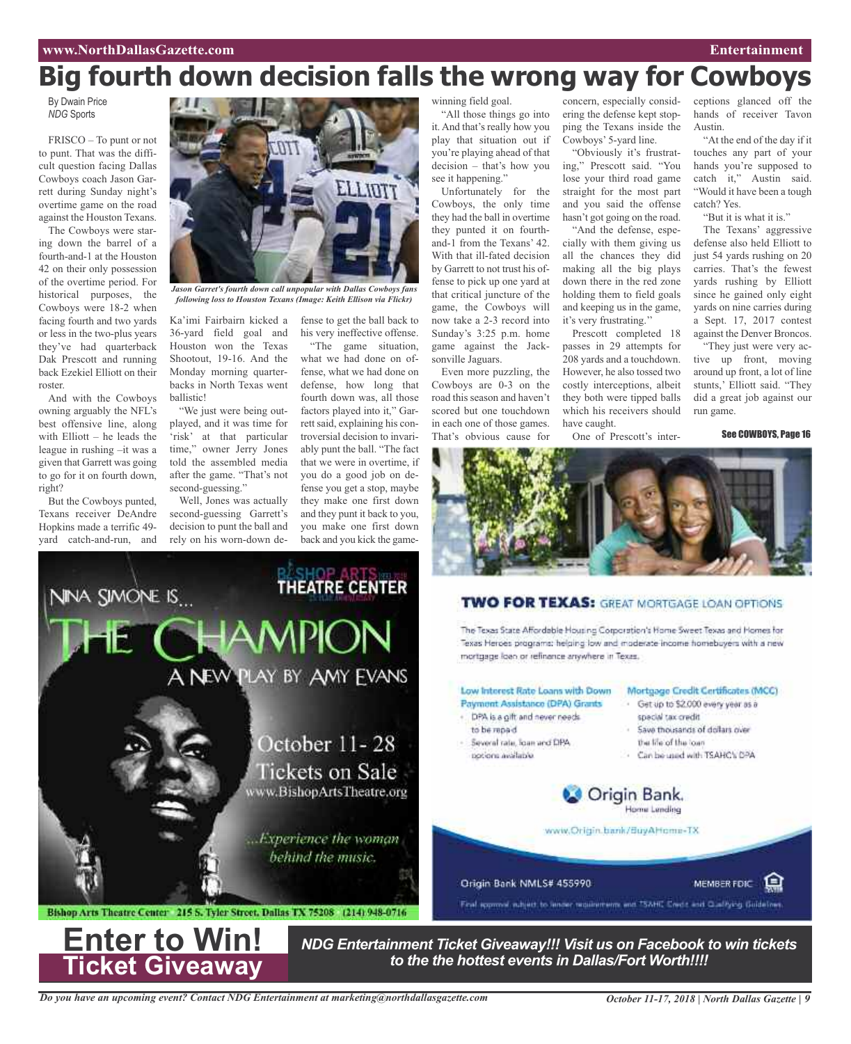# Big fourth down decision falls the wrong way for Cowboys

By Dwain Price
*NDG* Sports

FRISCO – To punt or not to punt. That was the difficult question facing Dallas Cowboys coach Jason Garrett during Sunday night's overtime game on the road against the Houston Texans.

The Cowboys were staring down the barrel of a fourth-and-1 at the Houston 42 on their only possession of the overtime period. For historical purposes, the Cowboys were 18-2 when facing fourth and two yards or less in the two-plus years they've had quarterback Dak Prescott and running back Ezekiel Elliott on their roster.

And with the Cowboys owning arguably the NFL's best offensive line, along with Elliott – he leads the league in rushing –it was a given that Garrett was going to go for it on fourth down, right?

But the Cowboys punted, Texans receiver DeAndre Hopkins made a terrific 49-yard catch-and-run, and Ka'imi Fairbairn kicked a 36-yard field goal and Houston won the Texas Shootout, 19-16. And the Monday morning quarterbacks in North Texas went ballistic!

*Jason Garret's fourth down call unpopular with Dallas Cowboys fans following loss to Houston Texans (Image: Keith Ellison via Flickr)*

"We just were being outplayed, and it was time for 'risk' at that particular time," owner Jerry Jones told the assembled media after the game. "That's not second-guessing."

Well, Jones was actually second-guessing Garrett's decision to punt the ball and rely on his worn-down defense to get the ball back to his very ineffective offense.

"The game situation, what we had done on offense, what we had done on defense, how long that fourth down was, all those factors played into it," Garrett said, explaining his controversial decision to invariably punt the ball. "The fact that we were in overtime, if you do a good job on defense you get a stop, maybe they make one first down and they punt it back to you, you make one first down back and you kick the game-winning field goal.

"All those things go into it. And that's really how you play that situation out if you're playing ahead of that decision – that's how you see it happening."

Unfortunately for the Cowboys, the only time they had the ball in overtime they punted it on fourth-and-1 from the Texans' 42. With that ill-fated decision by Garrett to not trust his offense to pick up one yard at that critical juncture of the game, the Cowboys will now take a 2-3 record into Sunday's 3:25 p.m. home game against the Jacksonville Jaguars.

Even more puzzling, the Cowboys are 0-3 on the road this season and haven't scored but one touchdown in each one of those games. That's obvious cause for concern, especially considering the defense kept stopping the Texans inside the Cowboys' 5-yard line.

"Obviously it's frustrating," Prescott said. "You lose your third road game straight for the most part and you said the offense hasn't got going on the road.

"And the defense, especially with them giving us all the chances they did making all the big plays down there in the red zone holding them to field goals and keeping us in the game, it's very frustrating."

Prescott completed 18 passes in 29 attempts for 208 yards and a touchdown. However, he also tossed two costly interceptions, albeit they both were tipped balls which his receivers should have caught.

One of Prescott's interceptions glanced off the hands of receiver Tavon Austin.

"At the end of the day if it touches any part of your hands you're supposed to catch it," Austin said. "Would it have been a tough catch? Yes.

"But it is what it is."

The Texans' aggressive defense also held Elliott to just 54 yards rushing on 20 carries. That's the fewest yards rushing by Elliott since he gained only eight yards on nine carries during a Sept. 17, 2017 contest against the Denver Broncos.

"They just were very active up front, moving around up front, a lot of line stunts,' Elliott said. "They did a great job against our run game.

**See COWBOYS, Page 16**

---

**Bishop Arts Theatre Center**

NINA SIMONE IS... THE CHAMPION

A NEW PLAY BY AMY EVANS

October 11- 28
Tickets on Sale
www.BishopArtsTheatre.org

...Experience the woman behind the music.

Bishop Arts Theatre Center 215 S. Tyler Street, Dallas TX 75208 (214) 948-0716

---

**TWO FOR TEXAS:** GREAT MORTGAGE LOAN OPTIONS

The Texas State Affordable Housing Corporation's Home Sweet Texas and Homes for Texas Heroes programs: helping low and moderate income homebuyers with a new mortgage loan or refinance anywhere in Texas.

**Low Interest Rate Loans with Down Payment Assistance (DPA) Grants**
- DPA is a gift and never needs to be repaid
- Several rate, loan and DPA options available

**Mortgage Credit Certificates (MCC)**
- Get up to $2,000 every year as a special tax credit
- Save thousands of dollars over the life of the loan
- Can be used with TSAHC's DPA

Origin Bank. Home Lending

www.Origin.bank/BuyAHome-TX

Origin Bank NMLS# 455990 MEMBER FDIC

Final approval subject to lender requirements and TSAHC Credit and Qualifying Guidelines.

---

# Enter to Win! Ticket Giveaway

***NDG Entertainment Ticket Giveaway!!! Visit us on Facebook to win tickets to the the hottest events in Dallas/Fort Worth!!!!***

*Do you have an upcoming event? Contact NDG Entertainment at marketing@northdallasgazette.com*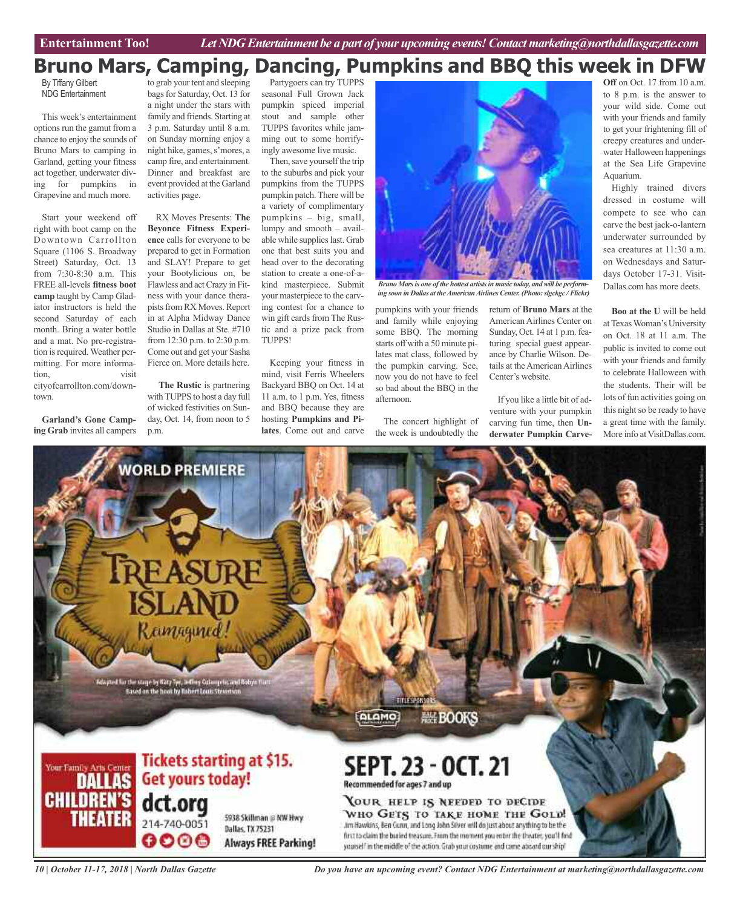Entertainment Too! *Let NDG Entertainment be a part of your upcoming events! Contact marketing@northdallasgazette.com*

# Bruno Mars, Camping, Dancing, Pumpkins and BBQ this week in DFW

By Tiffany Gilbert
NDG Entertainment

This week's entertainment options run the gamut from a chance to enjoy the sounds of Bruno Mars to camping in Garland, getting your fitness act together, underwater diving for pumpkins in Grapevine and much more.

Start your weekend off right with boot camp on the Downtown Carrollton Square (1106 S. Broadway Street) Saturday, Oct. 13 from 7:30-8:30 a.m. This FREE all-levels **fitness boot camp** taught by Camp Gladiator instructors is held the second Saturday of each month. Bring a water bottle and a mat. No pre-registration is required. Weather permitting. For more information, visit cityofcarrollton.com/downtown.

**Garland's Gone Camping Grab** invites all campers to grab your tent and sleeping bags for Saturday, Oct. 13 for a night under the stars with family and friends. Starting at 3 p.m. Saturday until 8 a.m. on Sunday morning enjoy a night hike, games, s'mores, a camp fire, and entertainment. Dinner and breakfast are event provided at the Garland activities page.

RX Moves Presents: **The Beyonce Fitness Experience** calls for everyone to be prepared to get in Formation and SLAY! Prepare to get your Bootylicious on, be Flawless and act Crazy in Fitness with your dance therapists from RX Moves. Report in at Alpha Midway Dance Studio in Dallas at Ste. #710 from 12:30 p.m. to 2:30 p.m. Come out and get your Sasha Fierce on. More details here.

**The Rustic** is partnering with TUPPS to host a day full of wicked festivities on Sunday, Oct. 14, from noon to 5 p.m.

Partygoers can try TUPPS seasonal Full Grown Jack pumpkin spiced imperial stout and sample other TUPPS favorites while jamming out to some horrifyingly awesome live music.

Then, save yourself the trip to the suburbs and pick your pumpkins from the TUPPS pumpkin patch. There will be a variety of complimentary pumpkins – big, small, lumpy and smooth – available while supplies last. Grab one that best suits you and head over to the decorating station to create a one-of-a-kind masterpiece. Submit your masterpiece to the carving contest for a chance to win gift cards from The Rustic and a prize pack from TUPPS!

Keeping your fitness in mind, visit Ferris Wheelers Backyard BBQ on Oct. 14 at 11 a.m. to 1 p.m. Yes, fitness and BBQ because they are hosting **Pumpkins and Pilates**. Come out and carve pumpkins with your friends and family while enjoying some BBQ. The morning starts off with a 50 minute pilates mat class, followed by the pumpkin carving. See, now you do not have to feel so bad about the BBQ in the afternoon.

*Bruno Mars is one of the hottest artists in music today, and will be performing soon in Dallas at the American Airlines Center. (Photo: slgckgc / Flickr)*

The concert highlight of the week is undoubtedly the return of **Bruno Mars** at the American Airlines Center on Sunday, Oct. 14 at 1 p.m. featuring special guest appearance by Charlie Wilson. Details at the American Airlines Center's website.

If you like a little bit of adventure with your pumpkin carving fun time, then **Underwater Pumpkin Carve-Off** on Oct. 17 from 10 a.m. to 8 p.m. is the answer to your wild side. Come out with your friends and family to get your frightening fill of creepy creatures and underwater Halloween happenings at the Sea Life Grapevine Aquarium.

Highly trained divers dressed in costume will compete to see who can carve the best jack-o-lantern underwater surrounded by sea creatures at 11:30 a.m. on Wednesdays and Saturdays October 17-31. VisitDallas.com has more deets.

**Boo at the U** will be held at Texas Woman's University on Oct. 18 at 11 a.m. The public is invited to come out with your friends and family to celebrate Halloween with the students. Their will be lots of fun activities going on this night so be ready to have a great time with the family. More info at VisitDallas.com.

WORLD PREMIERE

TREASURE ISLAND Reimagined!

Adapted for the stage by Katy Tye, Jeffrey Colangelo, and Robyn Flatt
Based on the book by Robert Louis Stevenson

TITLE SPONSORS: ALAMO, HALF PRICE BOOKS

Your Family Arts Center DALLAS CHILDREN'S THEATER

Tickets starting at $15. Get yours today!

dct.org
214-740-0051
5938 Skillman @ NW Hwy
Dallas, TX 75231
Always FREE Parking!

SEPT. 23 - OCT. 21
Recommended for ages 7 and up

YOUR HELP IS NEEDED TO DECIDE WHO GETS TO TAKE HOME THE GOLD!
Jim Hawkins, Ben Gunn, and Long John Silver will do just about anything to be the first to claim the buried treasure. From the moment you enter the theater, you'll find yourself in the middle of the action. Grab your costume and come aboard our ship!

*Do you have an upcoming event? Contact NDG Entertainment at marketing@northdallasgazette.com*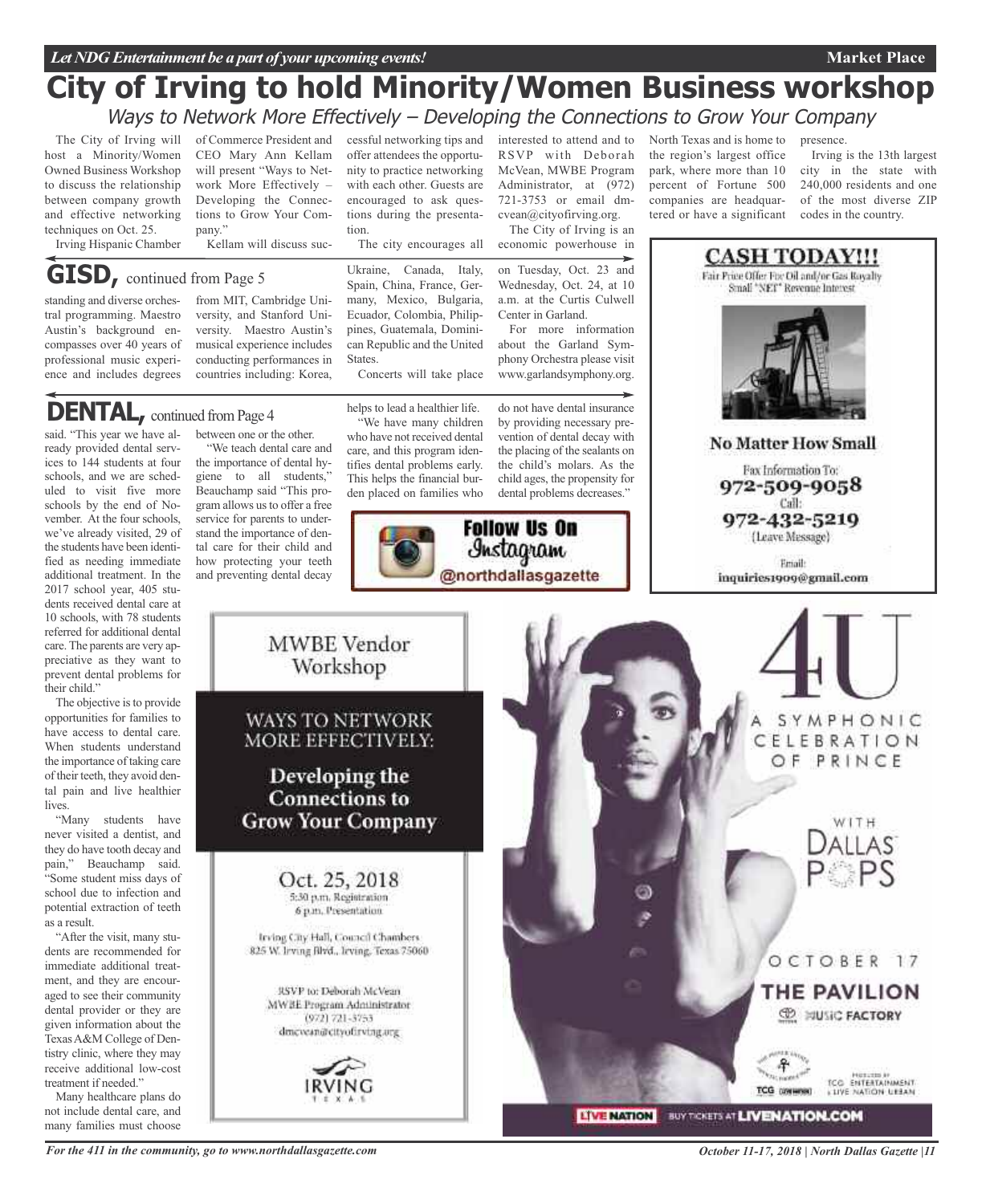# City of Irving to hold Minority/Women Business workshop

*Ways to Network More Effectively – Developing the Connections to Grow Your Company*

The City of Irving will host a Minority/Women Owned Business Workshop to discuss the relationship between company growth and effective networking techniques on Oct. 25.

Irving Hispanic Chamber of Commerce President and CEO Mary Ann Kellam will present "Ways to Network More Effectively – Developing the Connections to Grow Your Company."

Kellam will discuss successful networking tips and offer attendees the opportunity to practice networking with each other. Guests are encouraged to ask questions during the presentation.

The city encourages all interested to attend and to RSVP with Deborah McVean, MWBE Program Administrator, at (972) 721-3753 or email dmcvean@cityofirving.org.

The City of Irving is an economic powerhouse in North Texas and is home to the region's largest office park, where more than 10 percent of Fortune 500 companies are headquartered or have a significant presence.

Irving is the 13th largest city in the state with 240,000 residents and one of the most diverse ZIP codes in the country.

## GISD, continued from Page 5

standing and diverse orchestral programming. Maestro Austin's background encompasses over 40 years of professional music experience and includes degrees from MIT, Cambridge University, and Stanford University. Maestro Austin's musical experience includes conducting performances in countries including: Korea, Ukraine, Canada, Italy, Spain, China, France, Germany, Mexico, Bulgaria, Ecuador, Colombia, Philippines, Guatemala, Dominican Republic and the United States.

Concerts will take place on Tuesday, Oct. 23 and Wednesday, Oct. 24, at 10 a.m. at the Curtis Culwell Center in Garland.

For more information about the Garland Symphony Orchestra please visit www.garlandsymphony.org.

## DENTAL, continued from Page 4

said. "This year we have already provided dental services to 144 students at four schools, and we are scheduled to visit five more schools by the end of November. At the four schools, we've already visited, 29 of the students have been identified as needing immediate additional treatment. In the 2017 school year, 405 students received dental care at 10 schools, with 78 students referred for additional dental care. The parents are very appreciative as they want to prevent dental problems for their child."

The objective is to provide opportunities for families to have access to dental care. When students understand the importance of taking care of their teeth, they avoid dental pain and live healthier lives.

"Many students have never visited a dentist, and they do have tooth decay and pain," Beauchamp said. "Some student miss days of school due to infection and potential extraction of teeth as a result.

"After the visit, many students are recommended for immediate additional treatment, and they are encouraged to see their community dental provider or they are given information about the Texas A&M College of Dentistry clinic, where they may receive additional low-cost treatment if needed."

Many healthcare plans do not include dental care, and many families must choose between one or the other.

"We teach dental care and the importance of dental hygiene to all students," Beauchamp said "This program allows us to offer a free service for parents to understand the importance of dental care for their child and how protecting your teeth and preventing dental decay helps to lead a healthier life.

"We have many children who have not received dental care, and this program identifies dental problems early. This helps the financial burden placed on families who do not have dental insurance by providing necessary prevention of dental decay with the placing of the sealants on the child's molars. As the child ages, the propensity for dental problems decreases."

**Follow Us On Instagram**
@northdallasgazette

**CASH TODAY!!!**
Fair Price Offer For Oil and/or Gas Royalty
Small "NET" Revenue Interest

**No Matter How Small**

Fax Information To:
**972-509-9058**
Call:
**972-432-5219**
(Leave Message)

Email:
inquiries1909@gmail.com

**MWBE Vendor Workshop**

**WAYS TO NETWORK MORE EFFECTIVELY:**

**Developing the Connections to Grow Your Company**

Oct. 25, 2018
5:30 p.m. Registration
6 p.m. Presentation

Irving City Hall, Council Chambers
825 W. Irving Blvd., Irving, Texas 75060

RSVP to: Deborah McVean
MWBE Program Administrator
(972) 721-3753
dmcvean@cityofirving.org

IRVING TEXAS

**4U**
A SYMPHONIC CELEBRATION OF PRINCE
WITH DALLAS POPS

OCTOBER 17
**THE PAVILION**
MUSIC FACTORY

PRODUCED BY TCG ENTERTAINMENT LIVE NATION URBAN

LIVE NATION BUY TICKETS AT LIVENATION.COM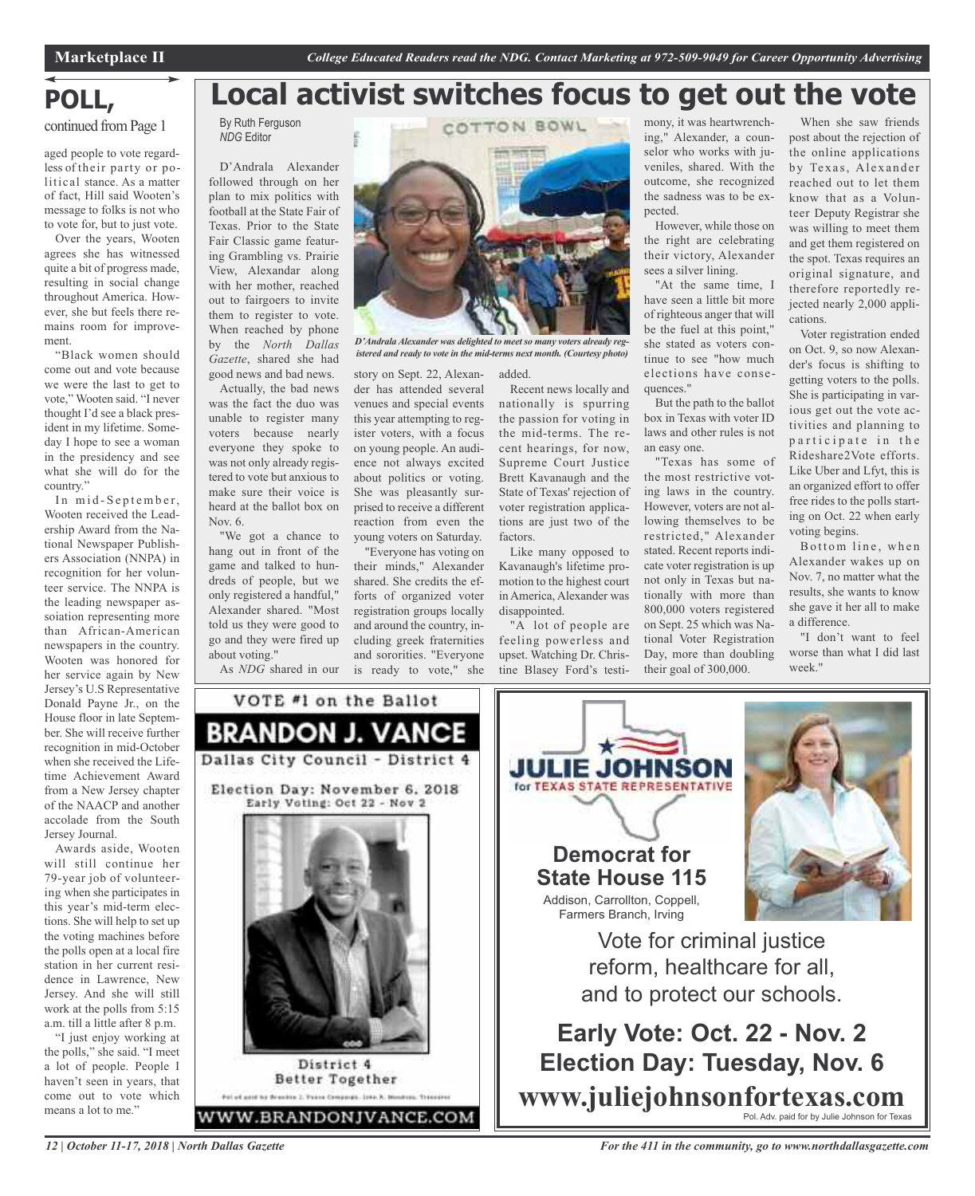# POLL,

continued from Page 1

aged people to vote regardless of their party or political stance. As a matter of fact, Hill said Wooten's message to folks is not who to vote for, but to just vote.

Over the years, Wooten agrees she has witnessed quite a bit of progress made, resulting in social change throughout America. However, she but feels there remains room for improvement.

"Black women should come out and vote because we were the last to get to vote," Wooten said. "I never thought I'd see a black president in my lifetime. Someday I hope to see a woman in the presidency and see what she will do for the country."

In mid-September, Wooten received the Leadership Award from the National Newspaper Publishers Association (NNPA) in recognition for her volunteer service. The NNPA is the leading newspaper assoiation representing more than African-American newspapers in the country. Wooten was honored for her service again by New Jersey's U.S Representative Donald Payne Jr., on the House floor in late September. She will receive further recognition in mid-October when she received the Lifetime Achievement Award from a New Jersey chapter of the NAACP and another accolade from the South Jersey Journal.

Awards aside, Wooten will still continue her 79-year job of volunteering when she participates in this year's mid-term elections. She will help to set up the voting machines before the polls open at a local fire station in her current residence in Lawrence, New Jersey. And she will still work at the polls from 5:15 a.m. till a little after 8 p.m.

"I just enjoy working at the polls," she said. "I meet a lot of people. People I haven't seen in years, that come out to vote which means a lot to me."

# Local activist switches focus to get out the vote

By Ruth Ferguson
*NDG* Editor

D'Andrala Alexander followed through on her plan to mix politics with football at the State Fair of Texas. Prior to the State Fair Classic game featuring Grambling vs. Prairie View, Alexandar along with her mother, reached out to fairgoers to invite them to register to vote. When reached by phone by the *North Dallas Gazette*, shared she had good news and bad news.

Actually, the bad news was the fact the duo was unable to register many voters because nearly everyone they spoke to was not only already registered to vote but anxious to make sure their voice is heard at the ballot box on Nov. 6.

"We got a chance to hang out in front of the game and talked to hundreds of people, but we only registered a handful," Alexander shared. "Most told us they were good to go and they were fired up about voting."

*D'Andrala Alexander was delighted to meet so many voters already registered and ready to vote in the mid-terms next month. (Courtesy photo)*

As *NDG* shared in our story on Sept. 22, Alexander has attended several venues and special events this year attempting to register voters, with a focus on young people. An audience not always excited about politics or voting. She was pleasantly surprised to receive a different reaction from even the young voters on Saturday.

"Everyone has voting on their minds," Alexander shared. She credits the efforts of organized voter registration groups locally and around the country, including greek fraternities and sororities. "Everyone is ready to vote," she added.

Recent news locally and nationally is spurring the passion for voting in the mid-terms. The recent hearings, for now, Supreme Court Justice Brett Kavanaugh and the State of Texas' rejection of voter registration applications are just two of the factors.

Like many opposed to Kavanaugh's lifetime promotion to the highest court in America, Alexander was disappointed.

"A lot of people are feeling powerless and upset. Watching Dr. Christine Blasey Ford's testimony, it was heartwrenching," Alexander, a counselor who works with juveniles, shared. With the outcome, she recognized the sadness was to be expected.

However, while those on the right are celebrating their victory, Alexander sees a silver lining.

"At the same time, I have seen a little bit more of righteous anger that will be the fuel at this point," she stated as voters continue to see "how much elections have consequences."

But the path to the ballot box in Texas with voter ID laws and other rules is not an easy one.

"Texas has some of the most restrictive voting laws in the country. However, voters are not allowing themselves to be restricted," Alexander stated. Recent reports indicate voter registration is up not only in Texas but nationally with more than 800,000 voters registered on Sept. 25 which was National Voter Registration Day, more than doubling their goal of 300,000.

When she saw friends post about the rejection of the online applications by Texas, Alexander reached out to let them know that as a Volunteer Deputy Registrar she was willing to meet them and get them registered on the spot. Texas requires an original signature, and therefore reportedly rejected nearly 2,000 applications.

Voter registration ended on Oct. 9, so now Alexander's focus is shifting to getting voters to the polls. She is participating in various get out the vote activities and planning to participate in the Rideshare2Vote efforts. Like Uber and Lfyt, this is an organized effort to offer free rides to the polls starting on Oct. 22 when early voting begins.

Bottom line, when Alexander wakes up on Nov. 7, no matter what the results, she wants to know she gave it her all to make a difference.

"I don't want to feel worse than what I did last week."

---

VOTE #1 on the Ballot

**BRANDON J. VANCE**

Dallas City Council - District 4

Election Day: November 6, 2018
Early Voting: Oct 22 - Nov 2

District 4
Better Together

Pol ad paid for by Brandon J. Vance Campaign. John R. Woodson, Treasurer

WWW.BRANDONJVANCE.COM

---

**JULIE JOHNSON**
for TEXAS STATE REPRESENTATIVE

**Democrat for State House 115**

Addison, Carrollton, Coppell, Farmers Branch, Irving

Vote for criminal justice reform, healthcare for all, and to protect our schools.

**Early Vote: Oct. 22 - Nov. 2**
**Election Day: Tuesday, Nov. 6**

**www.juliejohnsonfortexas.com**

Pol. Adv. paid for by Julie Johnson for Texas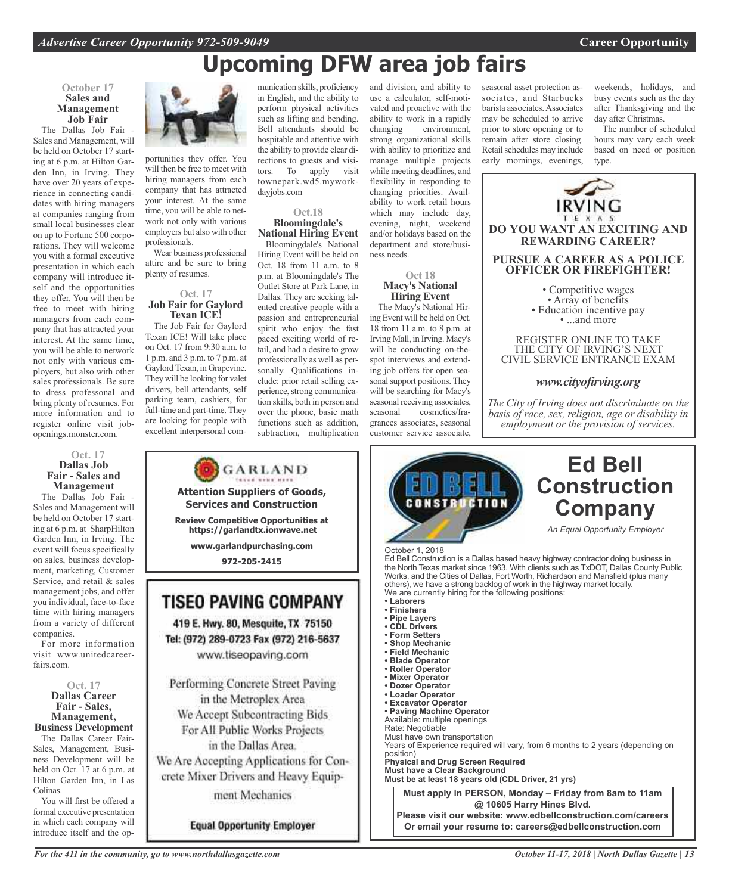# Upcoming DFW area job fairs

### October 17
### Sales and Management Job Fair

The Dallas Job Fair - Sales and Management, will be held on October 17 starting at 6 p.m. at Hilton Garden Inn, in Irving. They have over 20 years of experience in connecting candidates with hiring managers at companies ranging from small local businesses clear on up to Fortune 500 corporations. They will welcome you with a formal executive presentation in which each company will introduce itself and the opportunities they offer. You will then be free to meet with hiring managers from each company that has attracted your interest. At the same time, you will be able to network not only with various employers, but also with other sales professionals. Be sure to dress professonal and bring plenty of resumes. For more information and to register online visit jobopenings.monster.com.

### Oct. 17
### Dallas Job Fair - Sales and Management

The Dallas Job Fair - Sales and Management will be held on October 17 starting at 6 p.m. at SharpHilton Garden Inn, in Irving. The event will focus specifically on sales, business development, marketing, Customer Service, and retail & sales management jobs, and offer you individual, face-to-face time with hiring managers from a variety of different companies.

For more information visit www.unitedcareerfairs.com.

### Oct. 17
### Dallas Career Fair - Sales, Management, Business Development

The Dallas Career Fair- Sales, Management, Business Development will be held on Oct. 17 at 6 p.m. at Hilton Garden Inn, in Las Colinas.

You will first be offered a formal executive presentation in which each company will introduce itself and the opportunities they offer. You will then be free to meet with hiring managers from each company that has attracted your interest. At the same time, you will be able to network not only with various employers but also with other professionals.

Wear business professional attire and be sure to bring plenty of resumes.

### Oct. 17
### Job Fair for Gaylord Texan ICE!

The Job Fair for Gaylord Texan ICE! Will take place on Oct. 17 from 9:30 a.m. to 1 p.m. and 3 p.m. to 7 p.m. at Gaylord Texan, in Grapevine. They will be looking for valet drivers, bell attendants, self parking team, cashiers, for full-time and part-time. They are looking for people with excellent interpersonal communication skills, proficiency in English, and the ability to perform physical activities such as lifting and bending. Bell attendants should be hospitable and attentive with the ability to provide clear directions to guests and visitors. To apply visit townepark.wd5.myworkdayjobs.com

### Oct.18
### Bloomingdale's National Hiring Event

Bloomingdale's National Hiring Event will be held on Oct. 18 from 11 a.m. to 8 p.m. at Bloomingdale's The Outlet Store at Park Lane, in Dallas. They are seeking talented creative people with a passion and entrepreneurial spirit who enjoy the fast paced exciting world of retail, and had a desire to grow professionally as well as personally. Qualifications include: prior retail selling experience, strong communication skills, both in person and over the phone, basic math functions such as addition, subtraction, multiplication and division, and ability to use a calculator, self-motivated and proactive with the ability to work in a rapidly changing environment, strong organizational skills with ability to prioritize and manage multiple projects while meeting deadlines, and flexibility in responding to changing priorities. Availability to work retail hours which may include day, evening, night, weekend and/or holidays based on the department and store/business needs.

### Oct 18
### Macy's National Hiring Event

The Macy's National Hiring Event will be held on Oct. 18 from 11 a.m. to 8 p.m. at Irving Mall, in Irving. Macy's will be conducting on-the-spot interviews and extending job offers for open seasonal support positions. They will be searching for Macy's seasonal receiving associates, seasonal cosmetics/fragrances associates, seasonal customer service associate, seasonal asset protection associates, and Starbucks barista associates. Associates may be scheduled to arrive prior to store opening or to remain after store closing. Retail schedules may include early mornings, evenings, weekends, holidays, and busy events such as the day after Thanksgiving and the day after Christmas.

The number of scheduled hours may vary each week based on need or position type.

---

**IRVING TEXAS**

**DO YOU WANT AN EXCITING AND REWARDING CAREER?**

**PURSUE A CAREER AS A POLICE OFFICER OR FIREFIGHTER!**

- Competitive wages
- Array of benefits
- Education incentive pay
- ...and more

REGISTER ONLINE TO TAKE THE CITY OF IRVING'S NEXT CIVIL SERVICE ENTRANCE EXAM

***www.cityofirving.org***

*The City of Irving does not discriminate on the basis of race, sex, religion, age or disability in employment or the provision of services.*

---

**GARLAND**

**Attention Suppliers of Goods, Services and Construction**

**Review Competitive Opportunities at https://garlandtx.ionwave.net**

**www.garlandpurchasing.com**

**972-205-2415**

---

## TISEO PAVING COMPANY

**419 E. Hwy. 80, Mesquite, TX 75150**
**Tel: (972) 289-0723 Fax (972) 216-5637**
www.tiseopaving.com

Performing Concrete Street Paving in the Metroplex Area
We Accept Subcontracting Bids For All Public Works Projects in the Dallas Area.
We Are Accepting Applications for Concrete Mixer Drivers and Heavy Equipment Mechanics

**Equal Opportunity Employer**

---

## Ed Bell Construction Company

*An Equal Opportunity Employer*

October 1, 2018

Ed Bell Construction is a Dallas based heavy highway contractor doing business in the North Texas market since 1963. With clients such as TxDOT, Dallas County Public Works, and the Cities of Dallas, Fort Worth, Richardson and Mansfield (plus many others), we have a strong backlog of work in the highway market locally.

We are currently hiring for the following positions:

- **Laborers**
- **Finishers**
- **Pipe Layers**
- **CDL Drivers**
- **Form Setters**
- **Shop Mechanic**
- **Field Mechanic**
- **Blade Operator**
- **Roller Operator**
- **Mixer Operator**
- **Dozer Operator**
- **Loader Operator**
- **Excavator Operator**
- **Paving Machine Operator**

Available: multiple openings
Rate: Negotiable
Must have own transportation
Years of Experience required will vary, from 6 months to 2 years (depending on position)
**Physical and Drug Screen Required**
**Must have a Clear Background**
**Must be at least 18 years old (CDL Driver, 21 yrs)**

**Must apply in PERSON, Monday – Friday from 8am to 11am @ 10605 Harry Hines Blvd.**
**Please visit our website: www.edbellconstruction.com/careers**
**Or email your resume to: careers@edbellconstruction.com**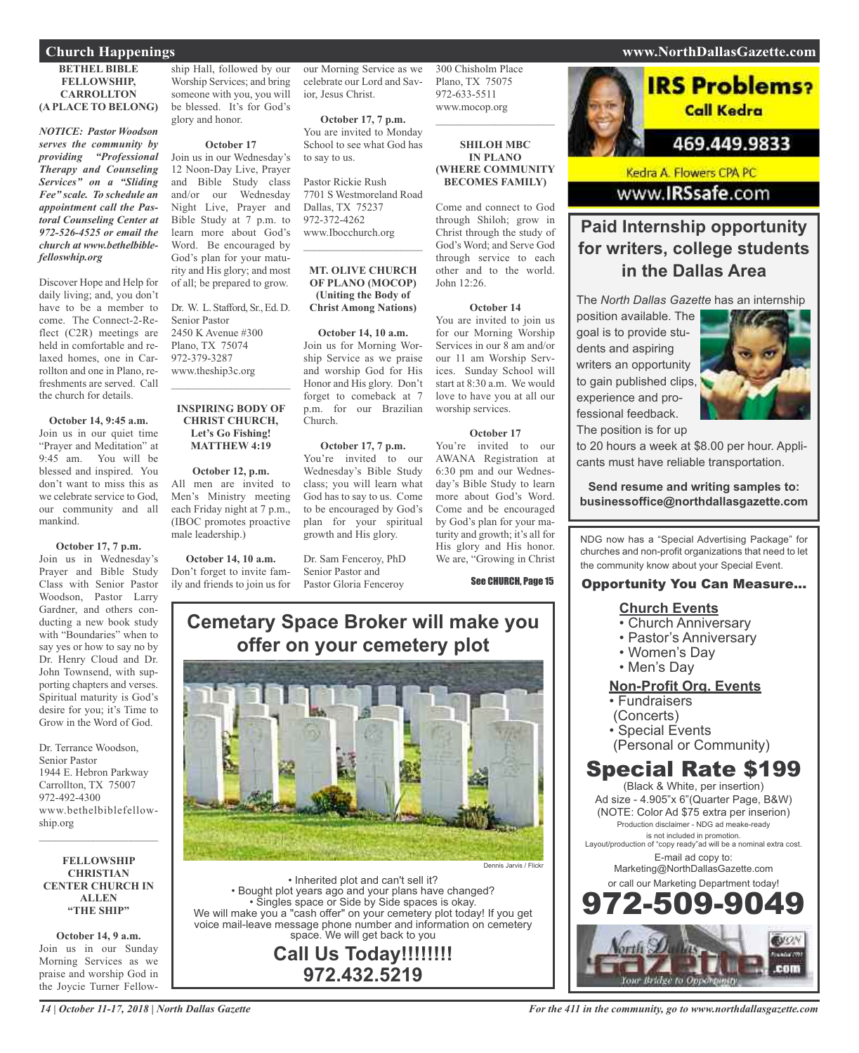## Church Happenings

### BETHEL BIBLE FELLOWSHIP, CARROLLTON (A PLACE TO BELONG)

***NOTICE: Pastor Woodson serves the community by providing "Professional Therapy and Counseling Services" on a "Sliding Fee" scale. To schedule an appointment call the Pastoral Counseling Center at 972-526-4525 or email the church at www.bethelbiblefelloswhip.org***

Discover Hope and Help for daily living; and, you don't have to be a member to come. The Connect-2-Reflect (C2R) meetings are held in comfortable and relaxed homes, one in Carrollton and one in Plano, refreshments are served. Call the church for details.

**October 14, 9:45 a.m.**
Join us in our quiet time "Prayer and Meditation" at 9:45 am. You will be blessed and inspired. You don't want to miss this as we celebrate service to God, our community and all mankind.

**October 17, 7 p.m.**
Join us in Wednesday's Prayer and Bible Study Class with Senior Pastor Woodson, Pastor Larry Gardner, and others conducting a new book study with "Boundaries" when to say yes or how to say no by Dr. Henry Cloud and Dr. John Townsend, with supporting chapters and verses. Spiritual maturity is God's desire for you; it's Time to Grow in the Word of God.

Dr. Terrance Woodson,
Senior Pastor
1944 E. Hebron Parkway
Carrollton, TX 75007
972-492-4300
www.bethelbiblefellowship.org

---

### FELLOWSHIP CHRISTIAN CENTER CHURCH IN ALLEN "THE SHIP"

**October 14, 9 a.m.**
Join us in our Sunday Morning Services as we praise and worship God in the Joycie Turner Fellowship Hall, followed by our Worship Services; and bring someone with you, you will be blessed. It's for God's glory and honor.

**October 17**
Join us in our Wednesday's 12 Noon-Day Live, Prayer and Bible Study class and/or our Wednesday Night Live, Prayer and Bible Study at 7 p.m. to learn more about God's Word. Be encouraged by God's plan for your maturity and His glory; and most of all; be prepared to grow.

Dr. W. L. Stafford, Sr., Ed. D.
Senior Pastor
2450 K Avenue #300
Plano, TX 75074
972-379-3287
www.theship3c.org

---

### INSPIRING BODY OF CHRIST CHURCH, Let's Go Fishing! MATTHEW 4:19

**October 12, p.m.**
All men are invited to Men's Ministry meeting each Friday night at 7 p.m., (IBOC promotes proactive male leadership.)

**October 14, 10 a.m.**
Don't forget to invite family and friends to join us for our Morning Service as we celebrate our Lord and Savior, Jesus Christ.

**October 17, 7 p.m.**
You are invited to Monday School to see what God has to say to us.

Pastor Rickie Rush
7701 S Westmoreland Road
Dallas, TX 75237
972-372-4262
www.Ibocchurch.org

---

### MT. OLIVE CHURCH OF PLANO (MOCOP) (Uniting the Body of Christ Among Nations)

**October 14, 10 a.m.**
Join us for Morning Worship Service as we praise and worship God for His Honor and His glory. Don't forget to comeback at 7 p.m. for our Brazilian Church.

**October 17, 7 p.m.**
You're invited to our Wednesday's Bible Study class; you will learn what God has to say to us. Come to be encouraged by God's plan for your spiritual growth and His glory.

Dr. Sam Fenceroy, PhD
Senior Pastor and
Pastor Gloria Fenceroy
300 Chisholm Place
Plano, TX 75075
972-633-5511
www.mocop.org

---

### SHILOH MBC IN PLANO (WHERE COMMUNITY BECOMES FAMILY)

Come and connect to God through Shiloh; grow in Christ through the study of God's Word; and Serve God through service to each other and to the world. John 12:26.

**October 14**
You are invited to join us for our Morning Worship Services in our 8 am and/or our 11 am Worship Services. Sunday School will start at 8:30 a.m. We would love to have you at all our worship services.

**October 17**
You're invited to our AWANA Registration at 6:30 pm and our Wednesday's Bible Study to learn more about God's Word. Come and be encouraged by God's plan for your maturity and growth; it's all for His glory and His honor. We are, "Growing in Christ

See CHURCH, Page 15

---

## Cemetary Space Broker will make you offer on your cemetery plot

Dennis Jarvis / Flickr

- Inherited plot and can't sell it?
- Bought plot years ago and your plans have changed?
- Singles space or Side by Side spaces is okay.

We will make you a "cash offer" on your cemetery plot today! If you get voice mail-leave message phone number and information on cemetery space. We will get back to you

**Call Us Today!!!!!!!!**
**972.432.5219**

---

**IRS Problems? Call Kedra**
469.449.9833
Kedra A. Flowers CPA PC
www.IRSsafe.com

---

## Paid Internship opportunity for writers, college students in the Dallas Area

The *North Dallas Gazette* has an internship position available. The goal is to provide students and aspiring writers an opportunity to gain published clips, experience and professional feedback. The position is for up to 20 hours a week at $8.00 per hour. Applicants must have reliable transportation.

**Send resume and writing samples to: businessoffice@northdallasgazette.com**

---

NDG now has a "Special Advertising Package" for churches and non-profit organizations that need to let the community know about your Special Event.

**Opportunity You Can Measure...**

**Church Events**
- Church Anniversary
- Pastor's Anniversary
- Women's Day
- Men's Day

**Non-Profit Org. Events**
- Fundraisers (Concerts)
- Special Events (Personal or Community)

**Special Rate $199**
(Black & White, per insertion)
Ad size - 4.905"x 6"(Quarter Page, B&W)
(NOTE: Color Ad $75 extra per inserion)
Production disclaimer - NDG ad meake-ready is not included in promotion.
Layout/production of "copy ready"ad will be a nominal extra cost.
E-mail ad copy to:
Marketing@NorthDallasGazette.com
or call our Marketing Department today!

**972-509-9049**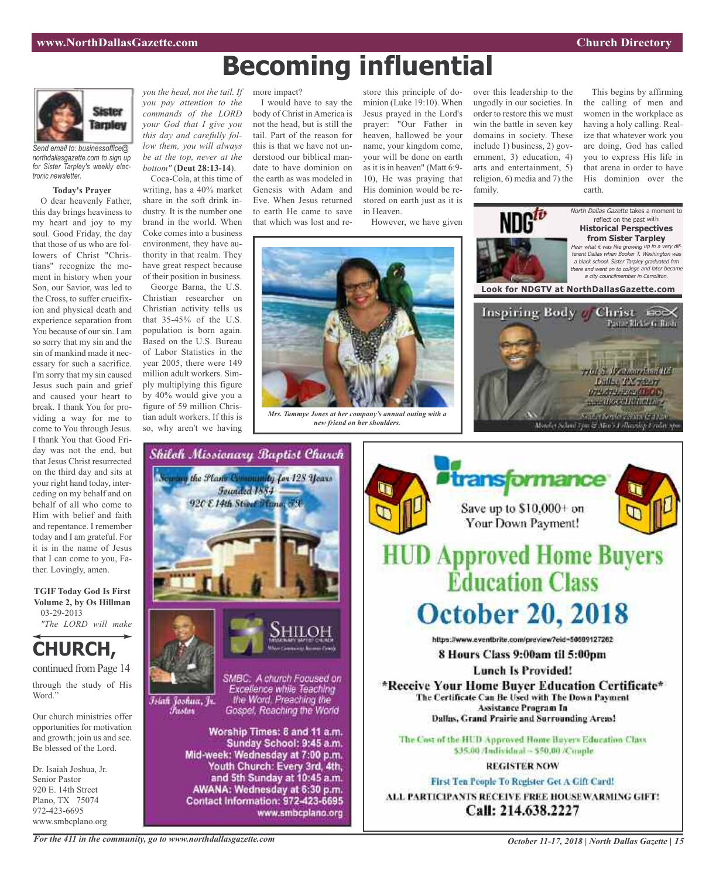# Becoming influential

Send email to: businessoffice@northdallasgazette.com to sign up for Sister Tarpley's weekly electronic newsletter.

**Today's Prayer**

O dear heavenly Father, this day brings heaviness to my heart and joy to my soul. Good Friday, the day that those of us who are followers of Christ "Christians" recognize the moment in history when your Son, our Savior, was led to the Cross, to suffer crucifixion and physical death and experience separation from You because of our sin. I am so sorry that my sin and the sin of mankind made it necessary for such a sacrifice. I'm sorry that my sin caused Jesus such pain and grief and caused your heart to break. I thank You for providing a way for me to come to You through Jesus. I thank You that Good Friday was not the end, but that Jesus Christ resurrected on the third day and sits at your right hand today, interceding on my behalf and on behalf of all who come to Him with belief and faith and repentance. I remember today and I am grateful. For it is in the name of Jesus that I can come to you, Father. Lovingly, amen.

**TGIF Today God Is First Volume 2, by Os Hillman**
03-29-2013

*"The LORD will make you the head, not the tail. If you pay attention to the commands of the LORD your God that I give you this day and carefully follow them, you will always be at the top, never at the bottom"* (**Deut 28:13-14**).

Coca-Cola, at this time of writing, has a 40% market share in the soft drink industry. It is the number one brand in the world. When Coke comes into a business environment, they have authority in that realm. They have great respect because of their position in business.

George Barna, the U.S. Christian researcher on Christian activity tells us that 35-45% of the U.S. population is born again. Based on the U.S. Bureau of Labor Statistics in the year 2005, there were 149 million adult workers. Simply multiplying this figure by 40% would give you a figure of 59 million Christian adult workers. If this is so, why aren't we having more impact?

I would have to say the body of Christ in America is not the head, but is still the tail. Part of the reason for this is that we have not understood our biblical mandate to have dominion on the earth as was modeled in Genesis with Adam and Eve. When Jesus returned to earth He came to save that which was lost and restore this principle of dominion (Luke 19:10). When Jesus prayed in the Lord's prayer: "Our Father in heaven, hallowed be your name, your kingdom come, your will be done on earth as it is in heaven" (Matt 6:9-10), He was praying that His dominion would be restored on earth just as it is in Heaven.

However, we have given over this leadership to the ungodly in our societies. In order to restore this we must win the battle in seven key domains in society. These include 1) business, 2) government, 3) education, 4) arts and entertainment, 5) religion, 6) media and 7) the family.

This begins by affirming the calling of men and women in the workplace as having a holy calling. Realize that whatever work you are doing, God has called you to express His life in that arena in order to have His dominion over the earth.

*Mrs. Tammye Jones at her company's annual outing with a new friend on her shoulders.*

## CHURCH,

continued from Page 14

through the study of His Word."

Our church ministries offer opportunities for motivation and growth; join us and see. Be blessed of the Lord.

Dr. Isaiah Joshua, Jr.
Senior Pastor
920 E. 14th Street
Plano, TX 75074
972-423-6695
www.smbcplano.org

---

*North Dallas Gazette* takes a moment to reflect on the past with

**Historical Perspectives from Sister Tarpley**

*Hear what it was like growing up in a very different Dallas when Booker T. Washington was a black school. Sister Tarpley graduated frm there and went on to college and later became a city councilmember in Carrollton.*

**Look for NDGTV at NorthDallasGazette.com**

---

**Inspiring Body of Christ**
Pastor Rickie G. Rush
7701 S. Westmoreland Rd
Dallas, TX 75237

---

**Shiloh Missionary Baptist Church**

Serving the Plano Community for 128 Years
Founded 1884
920 E 14th Street Plano, TX

Isiah Joshua, Jr. Pastor

SMBC: A church Focused on Excellence while Teaching the Word, Preaching the Gospel, Reaching the World

**Worship Times: 8 and 11 a.m.**
**Sunday School: 9:45 a.m.**
**Mid-week: Wednesday at 7:00 p.m.**
**Youth Church: Every 3rd, 4th, and 5th Sunday at 10:45 a.m.**
**AWANA: Wednesday at 6:30 p.m.**
**Contact Information: 972-423-6695**
**www.smbcplano.org**

---

**transformance**

Save up to $10,000+ on Your Down Payment!

# HUD Approved Home Buyers Education Class

# October 20, 2018

https://www.eventbrite.com/preview?eid=50689127262

**8 Hours Class 9:00am til 5:00pm**

**Lunch Is Provided!**

**\*Receive Your Home Buyer Education Certificate\***

**The Certificate Can Be Used with The Down Payment Assistance Program In Dallas, Grand Prairie and Surrounding Areas!**

The Cost of the HUD Approved Home Buyers Education Class $35.00 /Individual ~ $50.00 /Couple

**REGISTER NOW**

**First Ten People To Register Get A Gift Card!**

**ALL PARTICIPANTS RECEIVE FREE HOUSEWARMING GIFT!**

**Call: 214.638.2227**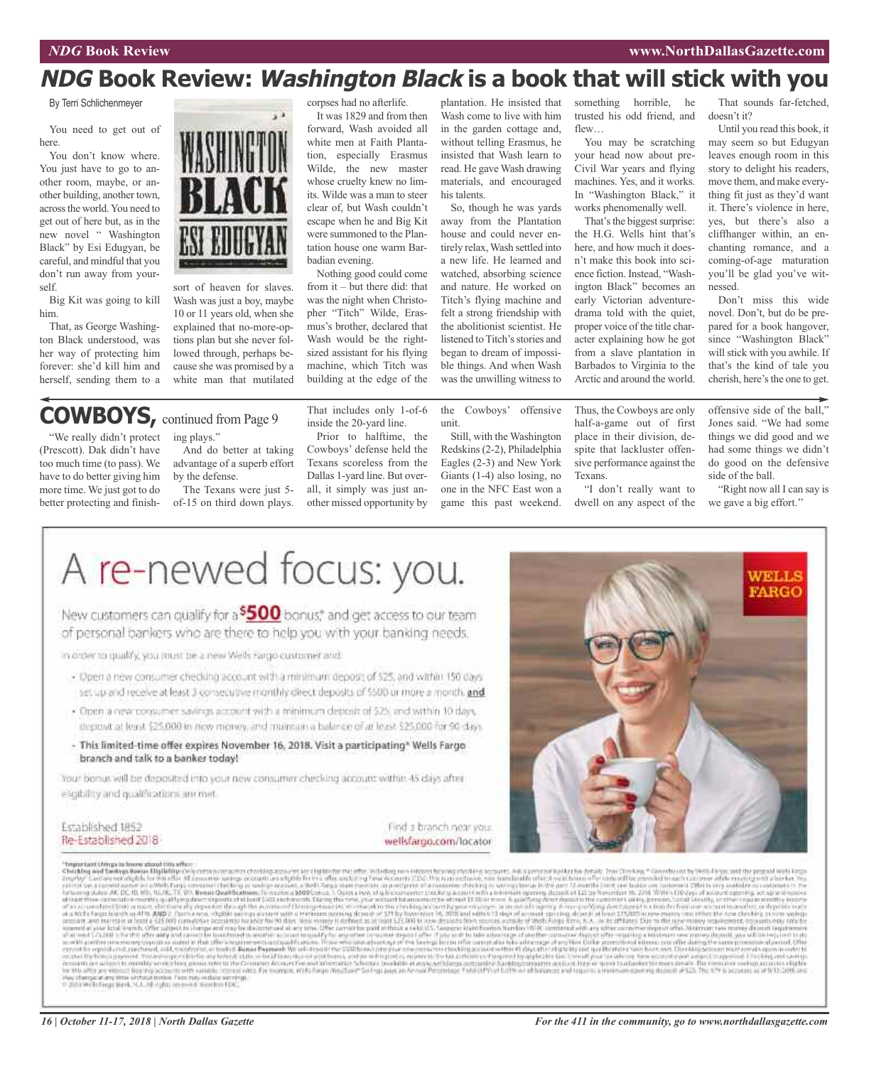# NDG Book Review: *Washington Black* is a book that will stick with you

By Terri Schlichenmeyer

You need to get out of here.

You don't know where. You just have to go to another room, maybe, or another building, another town, across the world. You need to get out of here but, as in the new novel " Washington Black" by Esi Edugyan, be careful, and mindful that you don't run away from yourself.

Big Kit was going to kill him.

That, as George Washington Black understood, was her way of protecting him forever: she'd kill him and herself, sending them to a sort of heaven for slaves. Wash was just a boy, maybe 10 or 11 years old, when she explained that no-more-options plan but she never followed through, perhaps because she was promised by a white man that mutilated corpses had no afterlife.

It was 1829 and from then forward, Wash avoided all white men at Faith Plantation, especially Erasmus Wilde, the new master whose cruelty knew no limits. Wilde was a man to steer clear of, but Wash couldn't escape when he and Big Kit were summoned to the Plantation house one warm Barbadian evening.

Nothing good could come from it – but there did: that was the night when Christopher "Titch" Wilde, Erasmus's brother, declared that Wash would be the right-sized assistant for his flying machine, which Titch was building at the edge of the plantation. He insisted that Wash come to live with him in the garden cottage and, without telling Erasmus, he insisted that Wash learn to read. He gave Wash drawing materials, and encouraged his talents.

So, though he was yards away from the Plantation house and could never entirely relax, Wash settled into a new life. He learned and watched, absorbing science and nature. He worked on Titch's flying machine and felt a strong friendship with the abolitionist scientist. He listened to Titch's stories and began to dream of impossible things. And when Wash was the unwilling witness to something horrible, he trusted his odd friend, and flew…

You may be scratching your head now about pre-Civil War years and flying machines. Yes, and it works. In "Washington Black," it works phenomenally well.

That's the biggest surprise: the H.G. Wells hint that's here, and how much it doesn't make this book into science fiction. Instead, "Washington Black" becomes an early Victorian adventure-drama told with the quiet, proper voice of the title character explaining how he got from a slave plantation in Barbados to Virginia to the Arctic and around the world.

That sounds far-fetched, doesn't it?

Until you read this book, it may seem so but Edugyan leaves enough room in this story to delight his readers, move them, and make everything fit just as they'd want it. There's violence in here, yes, but there's also a cliffhanger within, an enchanting romance, and a coming-of-age maturation you'll be glad you've witnessed.

Don't miss this wide novel. Don't, but do be prepared for a book hangover, since "Washington Black" will stick with you awhile. If that's the kind of tale you cherish, here's the one to get.

## COWBOYS, continued from Page 9

"We really didn't protect (Prescott). Dak didn't have too much time (to pass). We have to do better giving him more time. We just got to do better protecting and finishing plays."

And do better at taking advantage of a superb effort by the defense.

The Texans were just 5-of-15 on third down plays. That includes only 1-of-6 inside the 20-yard line.

Prior to halftime, the Cowboys' defense held the Texans scoreless from the Dallas 1-yard line. But overall, it simply was just another missed opportunity by the Cowboys' offensive unit.

Still, with the Washington Redskins (2-2), Philadelphia Eagles (2-3) and New York Giants (1-4) also losing, no one in the NFC East won a game this past weekend. Thus, the Cowboys are only half-a-game out of first place in their division, despite that lackluster offensive performance against the Texans.

"I don't really want to dwell on any aspect of the offensive side of the ball," Jones said. "We had some things we did good and we had some things we didn't do good on the defensive side of the ball.

"Right now all I can say is we gave a big effort."

# A re-newed focus: you.

New customers can qualify for a **$500** bonus* and get access to our team of personal bankers who are there to help you with your banking needs.

In order to qualify, you must be a new Wells Fargo customer and:

- Open a new consumer checking account with a minimum deposit of $25, and within 150 days set up and receive at least 3 consecutive monthly direct deposits of $500 or more a month, **and**
- Open a new consumer savings account with a minimum deposit of $25, and within 10 days, deposit at least $25,000 in new money, and maintain a balance of at least $25,000 for 90 days.
- **This limited-time offer expires November 16, 2018. Visit a participating* Wells Fargo branch and talk to a banker today!**

Your bonus will be deposited into your new consumer checking account within 45 days after eligibility and qualifications are met.

Established 1852
Re-Established 2018

Find a branch near you:
wellsfargo.com/locator

WELLS FARGO